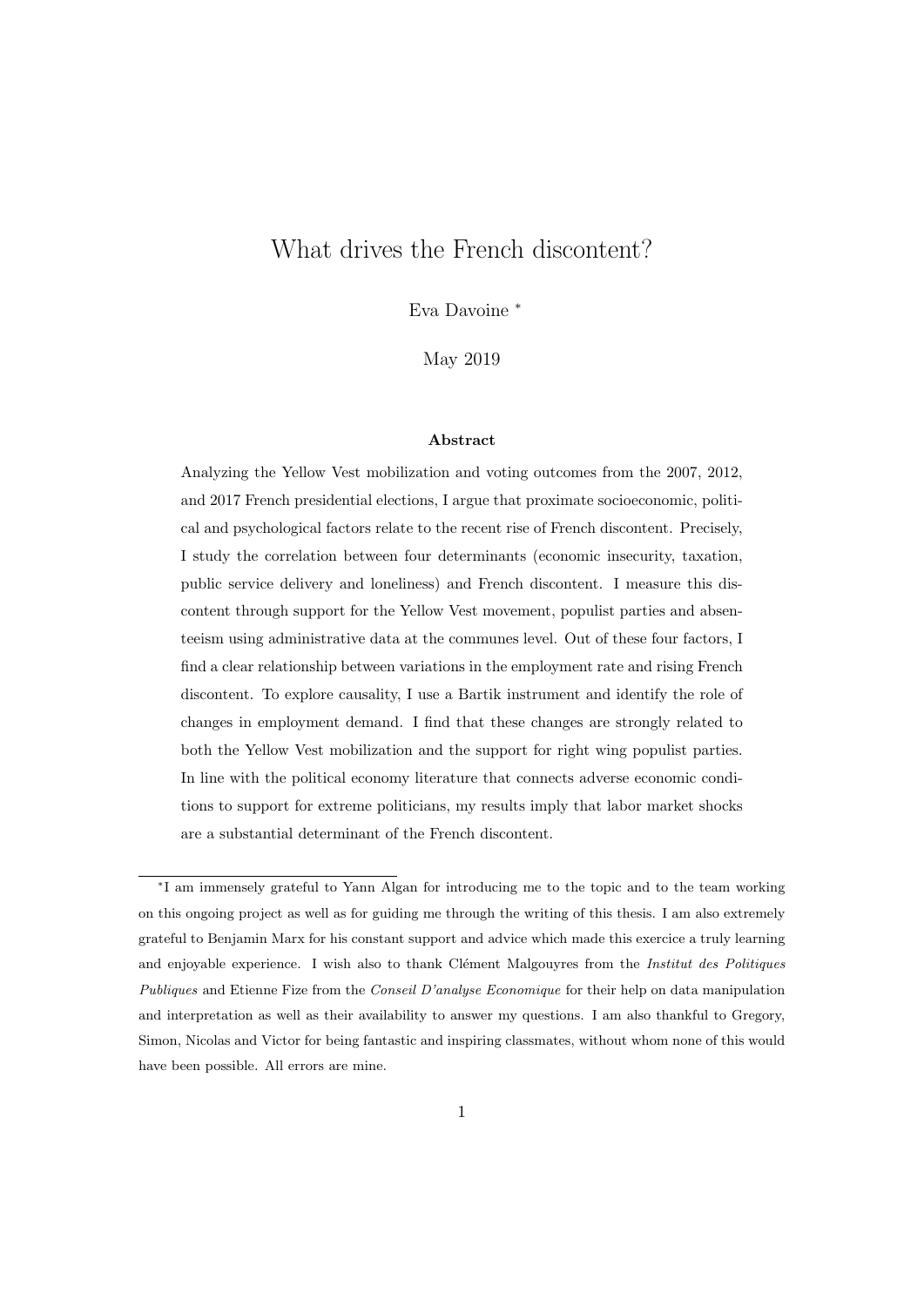# What drives the French discontent?

Eva Davoine [*]

May 2019

### Abstract

Analyzing the Yellow Vest mobilization and voting outcomes from the 2007, 2012, and 2017 French presidential elections, I argue that proximate socioeconomic, political and psychological factors relate to the recent rise of French discontent. Precisely, I study the correlation between four determinants (economic insecurity, taxation, public service delivery and loneliness) and French discontent. I measure this discontent through support for the Yellow Vest movement, populist parties and absenteeism using administrative data at the communes level. Out of these four factors, I find a clear relationship between variations in the employment rate and rising French discontent. To explore causality, I use a Bartik instrument and identify the role of changes in employment demand. I find that these changes are strongly related to both the Yellow Vest mobilization and the support for right wing populist parties. In line with the political economy literature that connects adverse economic conditions to support for extreme politicians, my results imply that labor market shocks are a substantial determinant of the French discontent.

---

[*] I am immensely grateful to Yann Algan for introducing me to the topic and to the team working on this ongoing project as well as for guiding me through the writing of this thesis. I am also extremely grateful to Benjamin Marx for his constant support and advice which made this exercice a truly learning and enjoyable experience. I wish also to thank Clément Malgouyres from the *Institut des Politiques Publiques* and Etienne Fize from the *Conseil D'analyse Economique* for their help on data manipulation and interpretation as well as their availability to answer my questions. I am also thankful to Gregory, Simon, Nicolas and Victor for being fantastic and inspiring classmates, without whom none of this would have been possible. All errors are mine.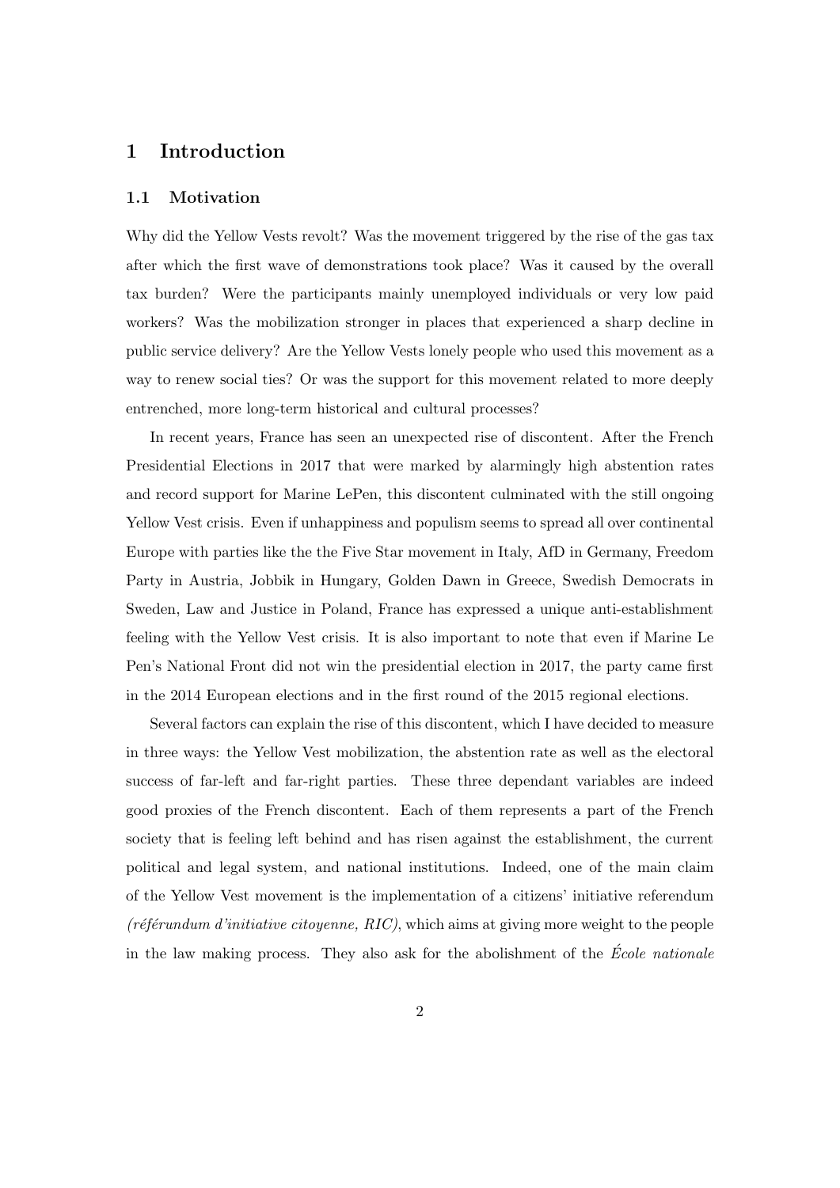# 1 Introduction

## 1.1 Motivation

Why did the Yellow Vests revolt? Was the movement triggered by the rise of the gas tax after which the first wave of demonstrations took place? Was it caused by the overall tax burden? Were the participants mainly unemployed individuals or very low paid workers? Was the mobilization stronger in places that experienced a sharp decline in public service delivery? Are the Yellow Vests lonely people who used this movement as a way to renew social ties? Or was the support for this movement related to more deeply entrenched, more long-term historical and cultural processes?

In recent years, France has seen an unexpected rise of discontent. After the French Presidential Elections in 2017 that were marked by alarmingly high abstention rates and record support for Marine LePen, this discontent culminated with the still ongoing Yellow Vest crisis. Even if unhappiness and populism seems to spread all over continental Europe with parties like the the Five Star movement in Italy, AfD in Germany, Freedom Party in Austria, Jobbik in Hungary, Golden Dawn in Greece, Swedish Democrats in Sweden, Law and Justice in Poland, France has expressed a unique anti-establishment feeling with the Yellow Vest crisis. It is also important to note that even if Marine Le Pen's National Front did not win the presidential election in 2017, the party came first in the 2014 European elections and in the first round of the 2015 regional elections.

Several factors can explain the rise of this discontent, which I have decided to measure in three ways: the Yellow Vest mobilization, the abstention rate as well as the electoral success of far-left and far-right parties. These three dependant variables are indeed good proxies of the French discontent. Each of them represents a part of the French society that is feeling left behind and has risen against the establishment, the current political and legal system, and national institutions. Indeed, one of the main claim of the Yellow Vest movement is the implementation of a citizens' initiative referendum *(référundum d'initiative citoyenne, RIC)*, which aims at giving more weight to the people in the law making process. They also ask for the abolishment of the *École nationale*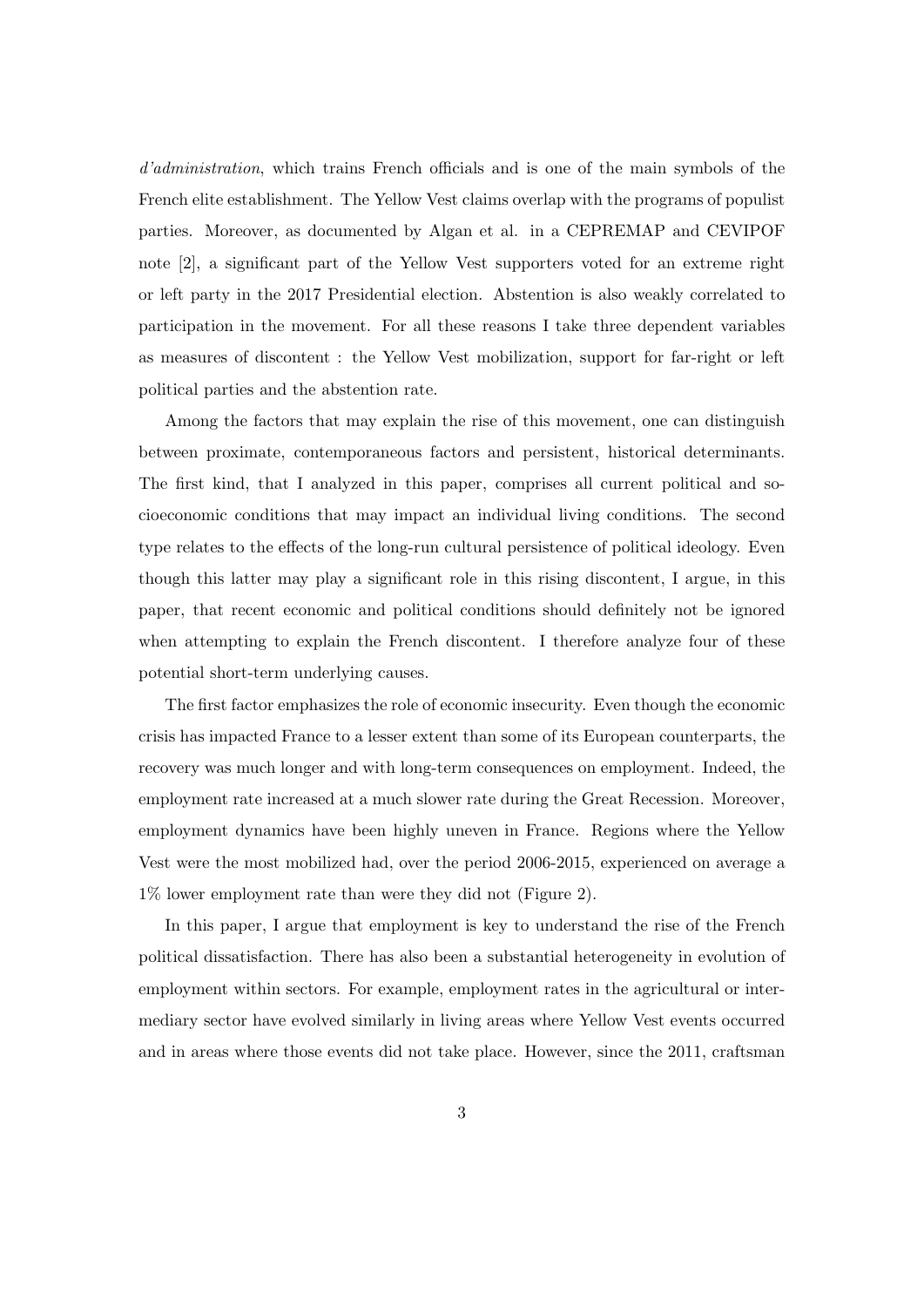*d'administration*, which trains French officials and is one of the main symbols of the French elite establishment. The Yellow Vest claims overlap with the programs of populist parties. Moreover, as documented by Algan et al. in a CEPREMAP and CEVIPOF note [2], a significant part of the Yellow Vest supporters voted for an extreme right or left party in the 2017 Presidential election. Abstention is also weakly correlated to participation in the movement. For all these reasons I take three dependent variables as measures of discontent : the Yellow Vest mobilization, support for far-right or left political parties and the abstention rate.

Among the factors that may explain the rise of this movement, one can distinguish between proximate, contemporaneous factors and persistent, historical determinants. The first kind, that I analyzed in this paper, comprises all current political and socioeconomic conditions that may impact an individual living conditions. The second type relates to the effects of the long-run cultural persistence of political ideology. Even though this latter may play a significant role in this rising discontent, I argue, in this paper, that recent economic and political conditions should definitely not be ignored when attempting to explain the French discontent. I therefore analyze four of these potential short-term underlying causes.

The first factor emphasizes the role of economic insecurity. Even though the economic crisis has impacted France to a lesser extent than some of its European counterparts, the recovery was much longer and with long-term consequences on employment. Indeed, the employment rate increased at a much slower rate during the Great Recession. Moreover, employment dynamics have been highly uneven in France. Regions where the Yellow Vest were the most mobilized had, over the period 2006-2015, experienced on average a 1% lower employment rate than were they did not (Figure 2).

In this paper, I argue that employment is key to understand the rise of the French political dissatisfaction. There has also been a substantial heterogeneity in evolution of employment within sectors. For example, employment rates in the agricultural or intermediary sector have evolved similarly in living areas where Yellow Vest events occurred and in areas where those events did not take place. However, since the 2011, craftsman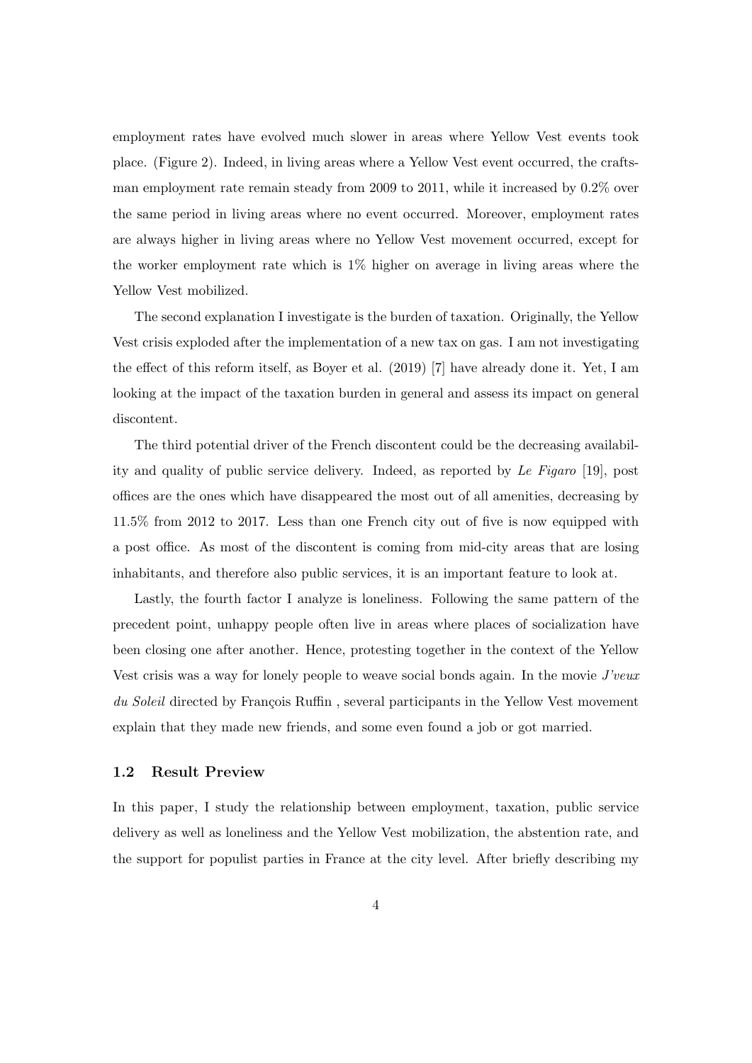employment rates have evolved much slower in areas where Yellow Vest events took place. (Figure 2). Indeed, in living areas where a Yellow Vest event occurred, the craftsman employment rate remain steady from 2009 to 2011, while it increased by 0.2% over the same period in living areas where no event occurred. Moreover, employment rates are always higher in living areas where no Yellow Vest movement occurred, except for the worker employment rate which is 1% higher on average in living areas where the Yellow Vest mobilized.

The second explanation I investigate is the burden of taxation. Originally, the Yellow Vest crisis exploded after the implementation of a new tax on gas. I am not investigating the effect of this reform itself, as Boyer et al. (2019) [7] have already done it. Yet, I am looking at the impact of the taxation burden in general and assess its impact on general discontent.

The third potential driver of the French discontent could be the decreasing availability and quality of public service delivery. Indeed, as reported by *Le Figaro* [19], post offices are the ones which have disappeared the most out of all amenities, decreasing by 11.5% from 2012 to 2017. Less than one French city out of five is now equipped with a post office. As most of the discontent is coming from mid-city areas that are losing inhabitants, and therefore also public services, it is an important feature to look at.

Lastly, the fourth factor I analyze is loneliness. Following the same pattern of the precedent point, unhappy people often live in areas where places of socialization have been closing one after another. Hence, protesting together in the context of the Yellow Vest crisis was a way for lonely people to weave social bonds again. In the movie *J'veux du Soleil* directed by François Ruffin , several participants in the Yellow Vest movement explain that they made new friends, and some even found a job or got married.

### 1.2 Result Preview

In this paper, I study the relationship between employment, taxation, public service delivery as well as loneliness and the Yellow Vest mobilization, the abstention rate, and the support for populist parties in France at the city level. After briefly describing my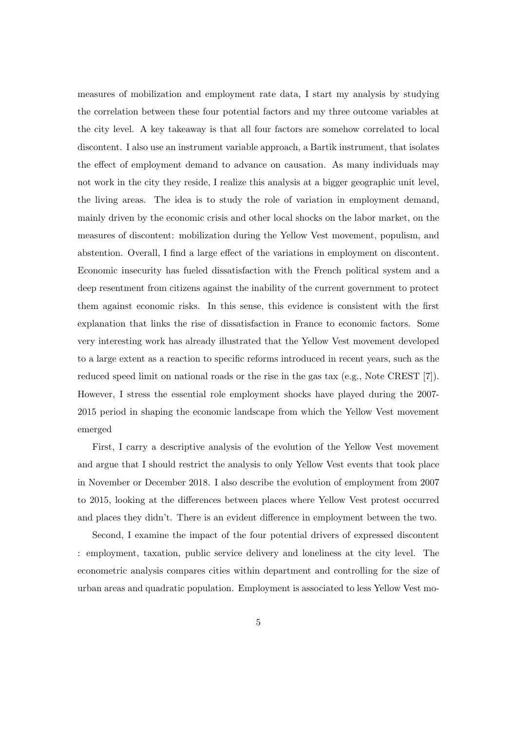measures of mobilization and employment rate data, I start my analysis by studying the correlation between these four potential factors and my three outcome variables at the city level. A key takeaway is that all four factors are somehow correlated to local discontent. I also use an instrument variable approach, a Bartik instrument, that isolates the effect of employment demand to advance on causation. As many individuals may not work in the city they reside, I realize this analysis at a bigger geographic unit level, the living areas. The idea is to study the role of variation in employment demand, mainly driven by the economic crisis and other local shocks on the labor market, on the measures of discontent: mobilization during the Yellow Vest movement, populism, and abstention. Overall, I find a large effect of the variations in employment on discontent. Economic insecurity has fueled dissatisfaction with the French political system and a deep resentment from citizens against the inability of the current government to protect them against economic risks. In this sense, this evidence is consistent with the first explanation that links the rise of dissatisfaction in France to economic factors. Some very interesting work has already illustrated that the Yellow Vest movement developed to a large extent as a reaction to specific reforms introduced in recent years, such as the reduced speed limit on national roads or the rise in the gas tax (e.g., Note CREST [7]). However, I stress the essential role employment shocks have played during the 2007-2015 period in shaping the economic landscape from which the Yellow Vest movement emerged

First, I carry a descriptive analysis of the evolution of the Yellow Vest movement and argue that I should restrict the analysis to only Yellow Vest events that took place in November or December 2018. I also describe the evolution of employment from 2007 to 2015, looking at the differences between places where Yellow Vest protest occurred and places they didn't. There is an evident difference in employment between the two.

Second, I examine the impact of the four potential drivers of expressed discontent : employment, taxation, public service delivery and loneliness at the city level. The econometric analysis compares cities within department and controlling for the size of urban areas and quadratic population. Employment is associated to less Yellow Vest mo-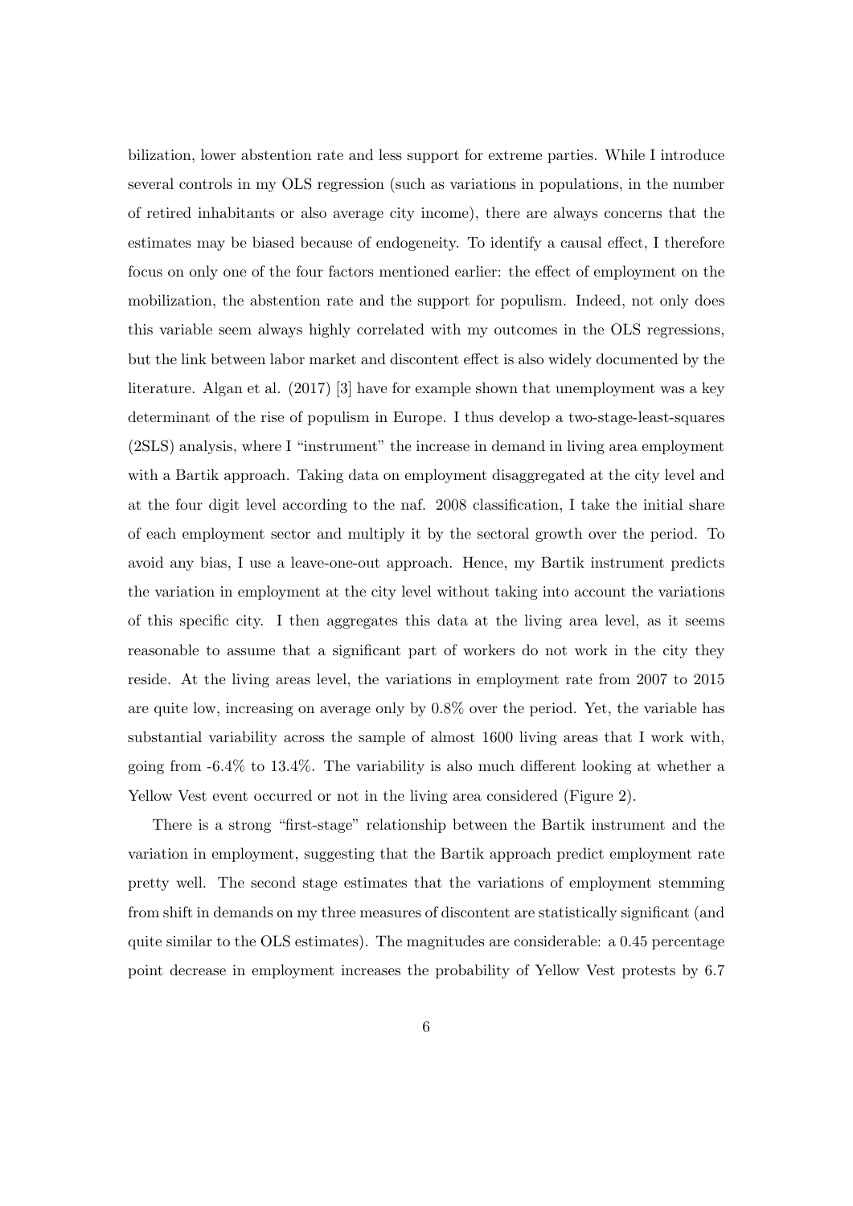bilization, lower abstention rate and less support for extreme parties. While I introduce several controls in my OLS regression (such as variations in populations, in the number of retired inhabitants or also average city income), there are always concerns that the estimates may be biased because of endogeneity. To identify a causal effect, I therefore focus on only one of the four factors mentioned earlier: the effect of employment on the mobilization, the abstention rate and the support for populism. Indeed, not only does this variable seem always highly correlated with my outcomes in the OLS regressions, but the link between labor market and discontent effect is also widely documented by the literature. Algan et al. (2017) [3] have for example shown that unemployment was a key determinant of the rise of populism in Europe. I thus develop a two-stage-least-squares (2SLS) analysis, where I "instrument" the increase in demand in living area employment with a Bartik approach. Taking data on employment disaggregated at the city level and at the four digit level according to the naf. 2008 classification, I take the initial share of each employment sector and multiply it by the sectoral growth over the period. To avoid any bias, I use a leave-one-out approach. Hence, my Bartik instrument predicts the variation in employment at the city level without taking into account the variations of this specific city. I then aggregates this data at the living area level, as it seems reasonable to assume that a significant part of workers do not work in the city they reside. At the living areas level, the variations in employment rate from 2007 to 2015 are quite low, increasing on average only by 0.8% over the period. Yet, the variable has substantial variability across the sample of almost 1600 living areas that I work with, going from -6.4% to 13.4%. The variability is also much different looking at whether a Yellow Vest event occurred or not in the living area considered (Figure 2).

There is a strong "first-stage" relationship between the Bartik instrument and the variation in employment, suggesting that the Bartik approach predict employment rate pretty well. The second stage estimates that the variations of employment stemming from shift in demands on my three measures of discontent are statistically significant (and quite similar to the OLS estimates). The magnitudes are considerable: a 0.45 percentage point decrease in employment increases the probability of Yellow Vest protests by 6.7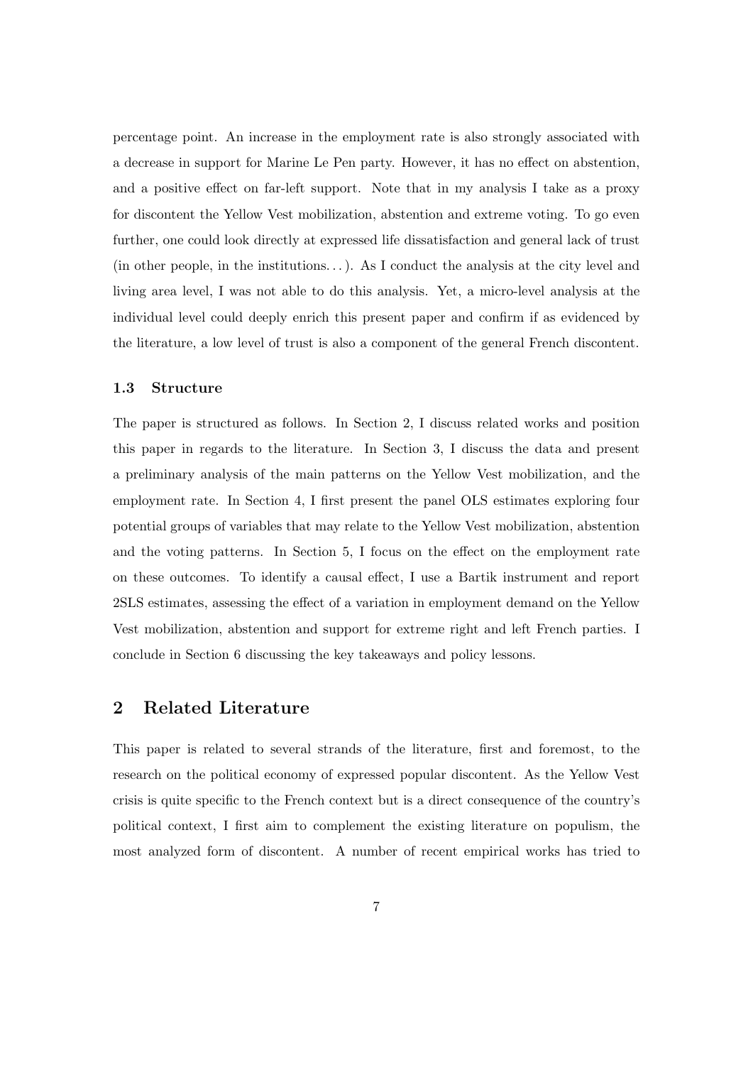percentage point. An increase in the employment rate is also strongly associated with a decrease in support for Marine Le Pen party. However, it has no effect on abstention, and a positive effect on far-left support. Note that in my analysis I take as a proxy for discontent the Yellow Vest mobilization, abstention and extreme voting. To go even further, one could look directly at expressed life dissatisfaction and general lack of trust (in other people, in the institutions. . . ). As I conduct the analysis at the city level and living area level, I was not able to do this analysis. Yet, a micro-level analysis at the individual level could deeply enrich this present paper and confirm if as evidenced by the literature, a low level of trust is also a component of the general French discontent.

### 1.3 Structure

The paper is structured as follows. In Section 2, I discuss related works and position this paper in regards to the literature. In Section 3, I discuss the data and present a preliminary analysis of the main patterns on the Yellow Vest mobilization, and the employment rate. In Section 4, I first present the panel OLS estimates exploring four potential groups of variables that may relate to the Yellow Vest mobilization, abstention and the voting patterns. In Section 5, I focus on the effect on the employment rate on these outcomes. To identify a causal effect, I use a Bartik instrument and report 2SLS estimates, assessing the effect of a variation in employment demand on the Yellow Vest mobilization, abstention and support for extreme right and left French parties. I conclude in Section 6 discussing the key takeaways and policy lessons.

## 2 Related Literature

This paper is related to several strands of the literature, first and foremost, to the research on the political economy of expressed popular discontent. As the Yellow Vest crisis is quite specific to the French context but is a direct consequence of the country's political context, I first aim to complement the existing literature on populism, the most analyzed form of discontent. A number of recent empirical works has tried to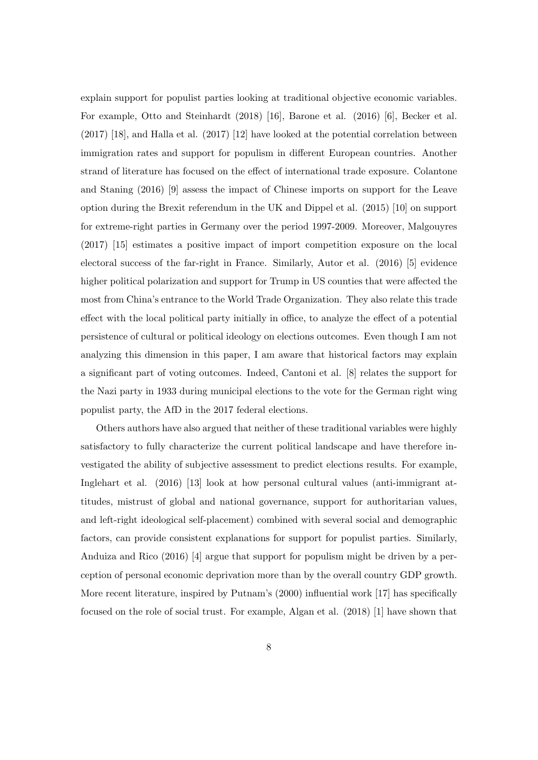explain support for populist parties looking at traditional objective economic variables. For example, Otto and Steinhardt (2018) [16], Barone et al. (2016) [6], Becker et al. (2017) [18], and Halla et al. (2017) [12] have looked at the potential correlation between immigration rates and support for populism in different European countries. Another strand of literature has focused on the effect of international trade exposure. Colantone and Staning (2016) [9] assess the impact of Chinese imports on support for the Leave option during the Brexit referendum in the UK and Dippel et al. (2015) [10] on support for extreme-right parties in Germany over the period 1997-2009. Moreover, Malgouyres (2017) [15] estimates a positive impact of import competition exposure on the local electoral success of the far-right in France. Similarly, Autor et al. (2016) [5] evidence higher political polarization and support for Trump in US counties that were affected the most from China's entrance to the World Trade Organization. They also relate this trade effect with the local political party initially in office, to analyze the effect of a potential persistence of cultural or political ideology on elections outcomes. Even though I am not analyzing this dimension in this paper, I am aware that historical factors may explain a significant part of voting outcomes. Indeed, Cantoni et al. [8] relates the support for the Nazi party in 1933 during municipal elections to the vote for the German right wing populist party, the AfD in the 2017 federal elections.

Others authors have also argued that neither of these traditional variables were highly satisfactory to fully characterize the current political landscape and have therefore investigated the ability of subjective assessment to predict elections results. For example, Inglehart et al. (2016) [13] look at how personal cultural values (anti-immigrant attitudes, mistrust of global and national governance, support for authoritarian values, and left-right ideological self-placement) combined with several social and demographic factors, can provide consistent explanations for support for populist parties. Similarly, Anduiza and Rico (2016) [4] argue that support for populism might be driven by a perception of personal economic deprivation more than by the overall country GDP growth. More recent literature, inspired by Putnam's (2000) influential work [17] has specifically focused on the role of social trust. For example, Algan et al. (2018) [1] have shown that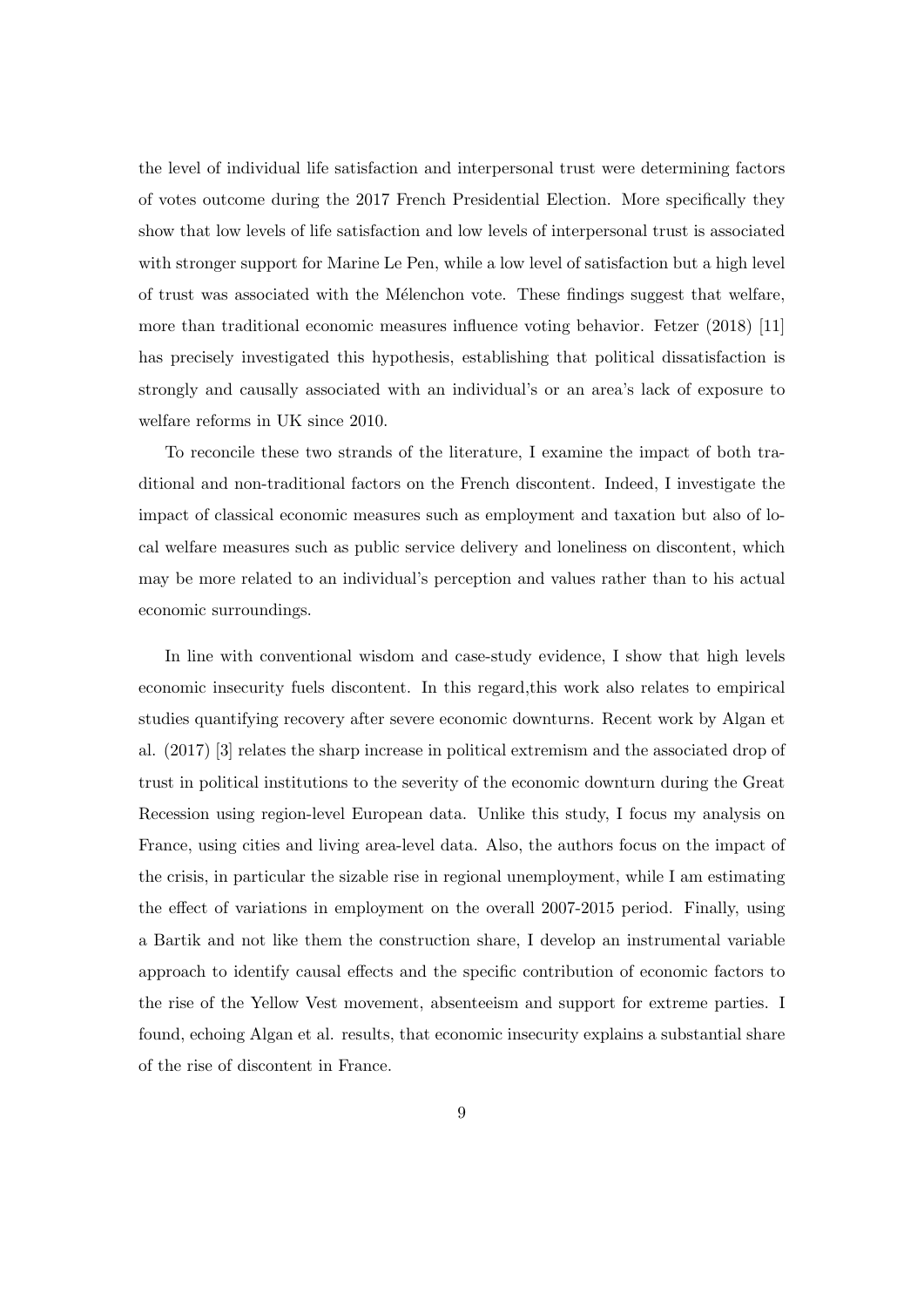the level of individual life satisfaction and interpersonal trust were determining factors of votes outcome during the 2017 French Presidential Election. More specifically they show that low levels of life satisfaction and low levels of interpersonal trust is associated with stronger support for Marine Le Pen, while a low level of satisfaction but a high level of trust was associated with the Mélenchon vote. These findings suggest that welfare, more than traditional economic measures influence voting behavior. Fetzer (2018) [11] has precisely investigated this hypothesis, establishing that political dissatisfaction is strongly and causally associated with an individual's or an area's lack of exposure to welfare reforms in UK since 2010.

To reconcile these two strands of the literature, I examine the impact of both traditional and non-traditional factors on the French discontent. Indeed, I investigate the impact of classical economic measures such as employment and taxation but also of local welfare measures such as public service delivery and loneliness on discontent, which may be more related to an individual's perception and values rather than to his actual economic surroundings.

In line with conventional wisdom and case-study evidence, I show that high levels economic insecurity fuels discontent. In this regard,this work also relates to empirical studies quantifying recovery after severe economic downturns. Recent work by Algan et al. (2017) [3] relates the sharp increase in political extremism and the associated drop of trust in political institutions to the severity of the economic downturn during the Great Recession using region-level European data. Unlike this study, I focus my analysis on France, using cities and living area-level data. Also, the authors focus on the impact of the crisis, in particular the sizable rise in regional unemployment, while I am estimating the effect of variations in employment on the overall 2007-2015 period. Finally, using a Bartik and not like them the construction share, I develop an instrumental variable approach to identify causal effects and the specific contribution of economic factors to the rise of the Yellow Vest movement, absenteeism and support for extreme parties. I found, echoing Algan et al. results, that economic insecurity explains a substantial share of the rise of discontent in France.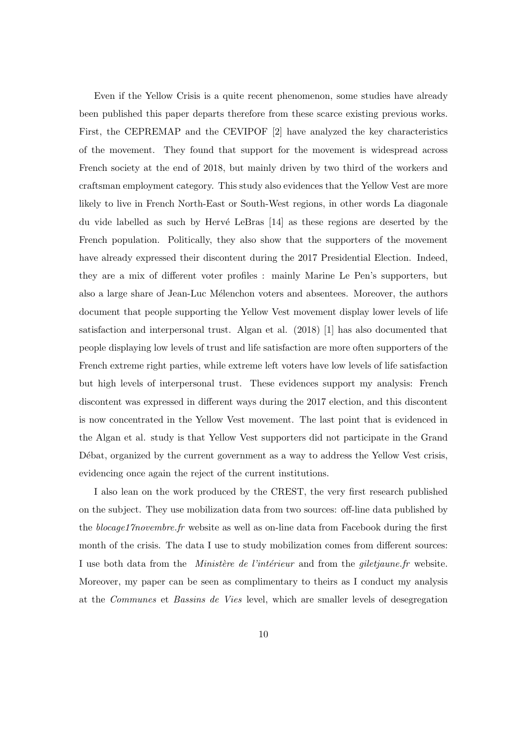Even if the Yellow Crisis is a quite recent phenomenon, some studies have already been published this paper departs therefore from these scarce existing previous works. First, the CEPREMAP and the CEVIPOF [2] have analyzed the key characteristics of the movement. They found that support for the movement is widespread across French society at the end of 2018, but mainly driven by two third of the workers and craftsman employment category. This study also evidences that the Yellow Vest are more likely to live in French North-East or South-West regions, in other words La diagonale du vide labelled as such by Hervé LeBras [14] as these regions are deserted by the French population. Politically, they also show that the supporters of the movement have already expressed their discontent during the 2017 Presidential Election. Indeed, they are a mix of different voter profiles : mainly Marine Le Pen's supporters, but also a large share of Jean-Luc Mélenchon voters and absentees. Moreover, the authors document that people supporting the Yellow Vest movement display lower levels of life satisfaction and interpersonal trust. Algan et al. (2018) [1] has also documented that people displaying low levels of trust and life satisfaction are more often supporters of the French extreme right parties, while extreme left voters have low levels of life satisfaction but high levels of interpersonal trust. These evidences support my analysis: French discontent was expressed in different ways during the 2017 election, and this discontent is now concentrated in the Yellow Vest movement. The last point that is evidenced in the Algan et al. study is that Yellow Vest supporters did not participate in the Grand Débat, organized by the current government as a way to address the Yellow Vest crisis, evidencing once again the reject of the current institutions.

I also lean on the work produced by the CREST, the very first research published on the subject. They use mobilization data from two sources: off-line data published by the *blocage17novembre.fr* website as well as on-line data from Facebook during the first month of the crisis. The data I use to study mobilization comes from different sources: I use both data from the *Ministère de l'intérieur* and from the *giletjaune.fr* website. Moreover, my paper can be seen as complimentary to theirs as I conduct my analysis at the *Communes* et *Bassins de Vies* level, which are smaller levels of desegregation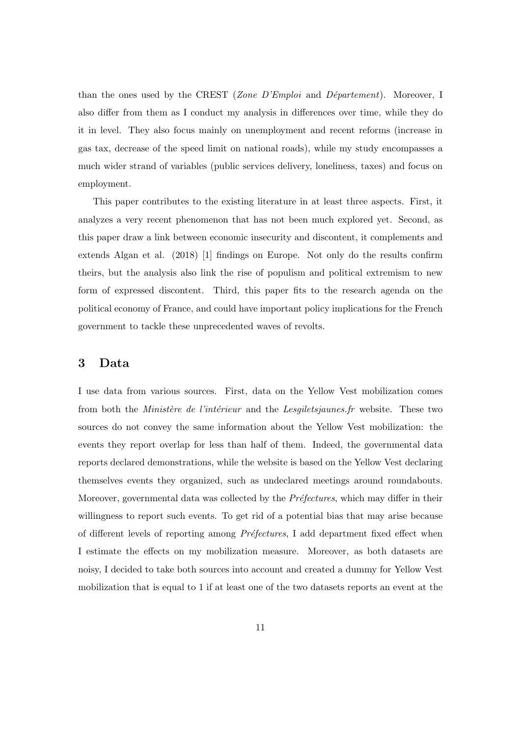than the ones used by the CREST (*Zone D'Emploi* and *Département*). Moreover, I also differ from them as I conduct my analysis in differences over time, while they do it in level. They also focus mainly on unemployment and recent reforms (increase in gas tax, decrease of the speed limit on national roads), while my study encompasses a much wider strand of variables (public services delivery, loneliness, taxes) and focus on employment.

This paper contributes to the existing literature in at least three aspects. First, it analyzes a very recent phenomenon that has not been much explored yet. Second, as this paper draw a link between economic insecurity and discontent, it complements and extends Algan et al. (2018) [1] findings on Europe. Not only do the results confirm theirs, but the analysis also link the rise of populism and political extremism to new form of expressed discontent. Third, this paper fits to the research agenda on the political economy of France, and could have important policy implications for the French government to tackle these unprecedented waves of revolts.

## 3 Data

I use data from various sources. First, data on the Yellow Vest mobilization comes from both the *Ministère de l'intérieur* and the *Lesgiletsjaunes.fr* website. These two sources do not convey the same information about the Yellow Vest mobilization: the events they report overlap for less than half of them. Indeed, the governmental data reports declared demonstrations, while the website is based on the Yellow Vest declaring themselves events they organized, such as undeclared meetings around roundabouts. Moreover, governmental data was collected by the *Préfectures*, which may differ in their willingness to report such events. To get rid of a potential bias that may arise because of different levels of reporting among *Préfectures*, I add department fixed effect when I estimate the effects on my mobilization measure. Moreover, as both datasets are noisy, I decided to take both sources into account and created a dummy for Yellow Vest mobilization that is equal to 1 if at least one of the two datasets reports an event at the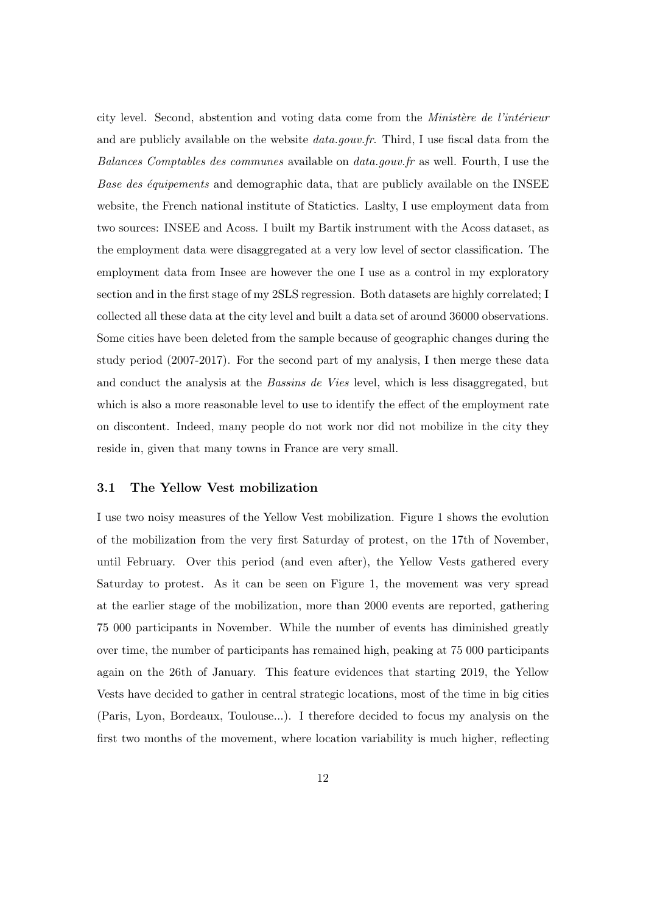city level. Second, abstention and voting data come from the *Ministère de l'intérieur* and are publicly available on the website *data.gouv.fr*. Third, I use fiscal data from the *Balances Comptables des communes* available on *data.gouv.fr* as well. Fourth, I use the *Base des équipements* and demographic data, that are publicly available on the INSEE website, the French national institute of Statictics. Laslty, I use employment data from two sources: INSEE and Acoss. I built my Bartik instrument with the Acoss dataset, as the employment data were disaggregated at a very low level of sector classification. The employment data from Insee are however the one I use as a control in my exploratory section and in the first stage of my 2SLS regression. Both datasets are highly correlated; I collected all these data at the city level and built a data set of around 36000 observations. Some cities have been deleted from the sample because of geographic changes during the study period (2007-2017). For the second part of my analysis, I then merge these data and conduct the analysis at the *Bassins de Vies* level, which is less disaggregated, but which is also a more reasonable level to use to identify the effect of the employment rate on discontent. Indeed, many people do not work nor did not mobilize in the city they reside in, given that many towns in France are very small.

### 3.1 The Yellow Vest mobilization

I use two noisy measures of the Yellow Vest mobilization. Figure 1 shows the evolution of the mobilization from the very first Saturday of protest, on the 17th of November, until February. Over this period (and even after), the Yellow Vests gathered every Saturday to protest. As it can be seen on Figure 1, the movement was very spread at the earlier stage of the mobilization, more than 2000 events are reported, gathering 75 000 participants in November. While the number of events has diminished greatly over time, the number of participants has remained high, peaking at 75 000 participants again on the 26th of January. This feature evidences that starting 2019, the Yellow Vests have decided to gather in central strategic locations, most of the time in big cities (Paris, Lyon, Bordeaux, Toulouse...). I therefore decided to focus my analysis on the first two months of the movement, where location variability is much higher, reflecting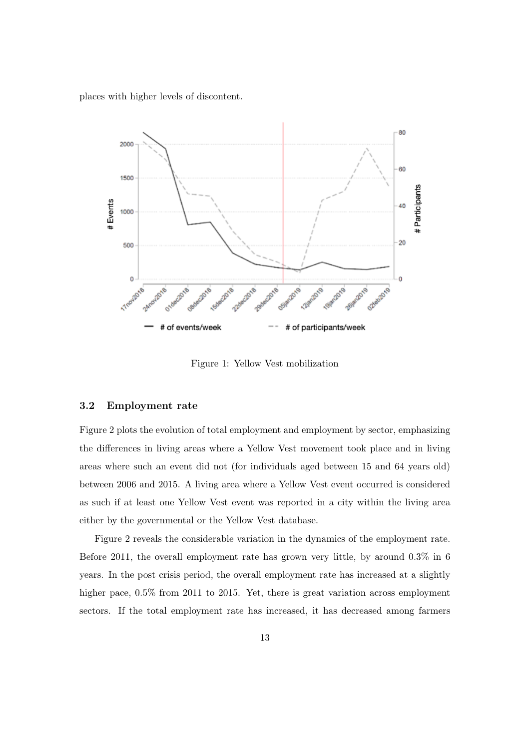places with higher levels of discontent.

Figure 1: Yellow Vest mobilization

### 3.2 Employment rate

Figure 2 plots the evolution of total employment and employment by sector, emphasizing the differences in living areas where a Yellow Vest movement took place and in living areas where such an event did not (for individuals aged between 15 and 64 years old) between 2006 and 2015. A living area where a Yellow Vest event occurred is considered as such if at least one Yellow Vest event was reported in a city within the living area either by the governmental or the Yellow Vest database.

Figure 2 reveals the considerable variation in the dynamics of the employment rate. Before 2011, the overall employment rate has grown very little, by around 0.3% in 6 years. In the post crisis period, the overall employment rate has increased at a slightly higher pace, 0.5% from 2011 to 2015. Yet, there is great variation across employment sectors. If the total employment rate has increased, it has decreased among farmers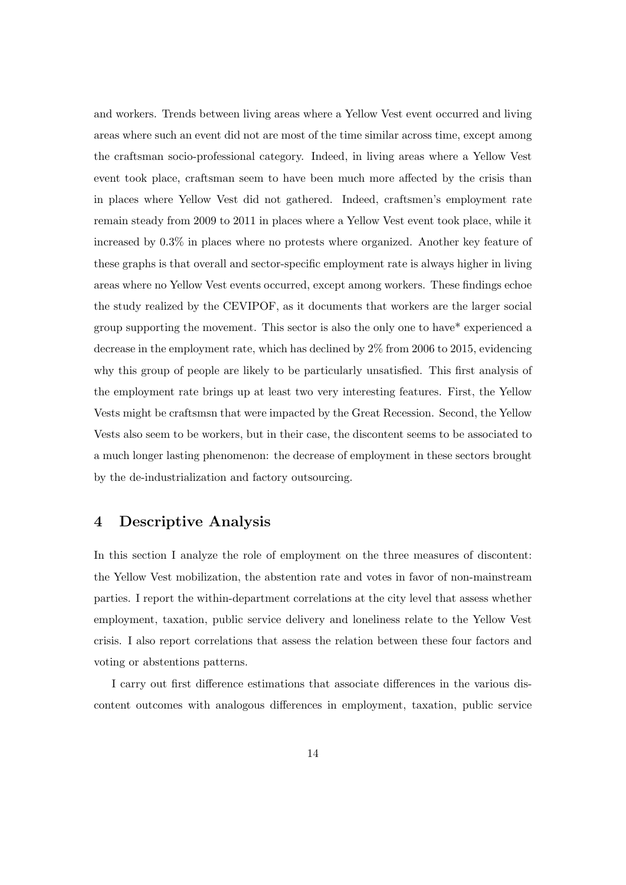and workers. Trends between living areas where a Yellow Vest event occurred and living areas where such an event did not are most of the time similar across time, except among the craftsman socio-professional category. Indeed, in living areas where a Yellow Vest event took place, craftsman seem to have been much more affected by the crisis than in places where Yellow Vest did not gathered. Indeed, craftsmen's employment rate remain steady from 2009 to 2011 in places where a Yellow Vest event took place, while it increased by 0.3% in places where no protests where organized. Another key feature of these graphs is that overall and sector-specific employment rate is always higher in living areas where no Yellow Vest events occurred, except among workers. These findings echoe the study realized by the CEVIPOF, as it documents that workers are the larger social group supporting the movement. This sector is also the only one to have* experienced a decrease in the employment rate, which has declined by 2% from 2006 to 2015, evidencing why this group of people are likely to be particularly unsatisfied. This first analysis of the employment rate brings up at least two very interesting features. First, the Yellow Vests might be craftsmsn that were impacted by the Great Recession. Second, the Yellow Vests also seem to be workers, but in their case, the discontent seems to be associated to a much longer lasting phenomenon: the decrease of employment in these sectors brought by the de-industrialization and factory outsourcing.

## 4 Descriptive Analysis

In this section I analyze the role of employment on the three measures of discontent: the Yellow Vest mobilization, the abstention rate and votes in favor of non-mainstream parties. I report the within-department correlations at the city level that assess whether employment, taxation, public service delivery and loneliness relate to the Yellow Vest crisis. I also report correlations that assess the relation between these four factors and voting or abstentions patterns.

I carry out first difference estimations that associate differences in the various discontent outcomes with analogous differences in employment, taxation, public service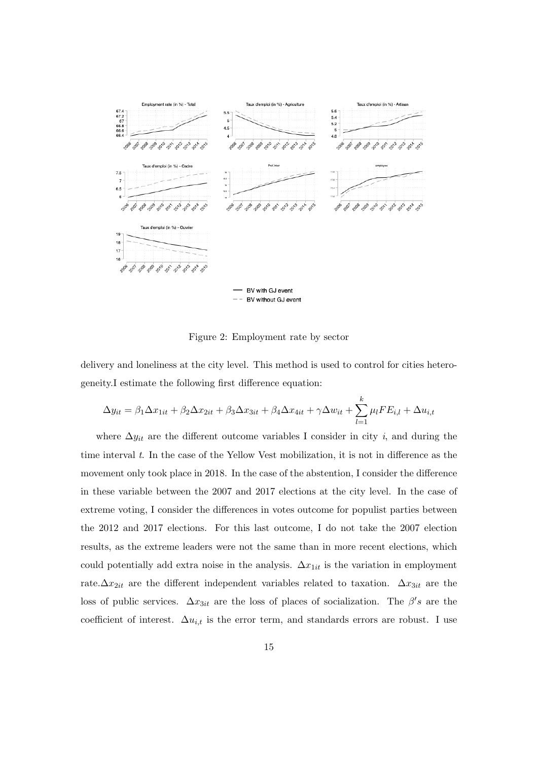Figure 2: Employment rate by sector

delivery and loneliness at the city level. This method is used to control for cities heterogeneity.I estimate the following first difference equation:

$$\Delta y_{it} = \beta_1 \Delta x_{1it} + \beta_2 \Delta x_{2it} + \beta_3 \Delta x_{3it} + \beta_4 \Delta x_{4it} + \gamma \Delta w_{it} + \sum_{l=1}^{k} \mu_l FE_{i,l} + \Delta u_{i,t}$$

where $\Delta y_{it}$ are the different outcome variables I consider in city $i$, and during the time interval $t$. In the case of the Yellow Vest mobilization, it is not in difference as the movement only took place in 2018. In the case of the abstention, I consider the difference in these variable between the 2007 and 2017 elections at the city level. In the case of extreme voting, I consider the differences in votes outcome for populist parties between the 2012 and 2017 elections. For this last outcome, I do not take the 2007 election results, as the extreme leaders were not the same than in more recent elections, which could potentially add extra noise in the analysis. $\Delta x_{1it}$ is the variation in employment rate.$\Delta x_{2it}$ are the different independent variables related to taxation. $\Delta x_{3it}$ are the loss of public services. $\Delta x_{3it}$ are the loss of places of socialization. The $\beta' s$ are the coefficient of interest. $\Delta u_{i,t}$ is the error term, and standards errors are robust. I use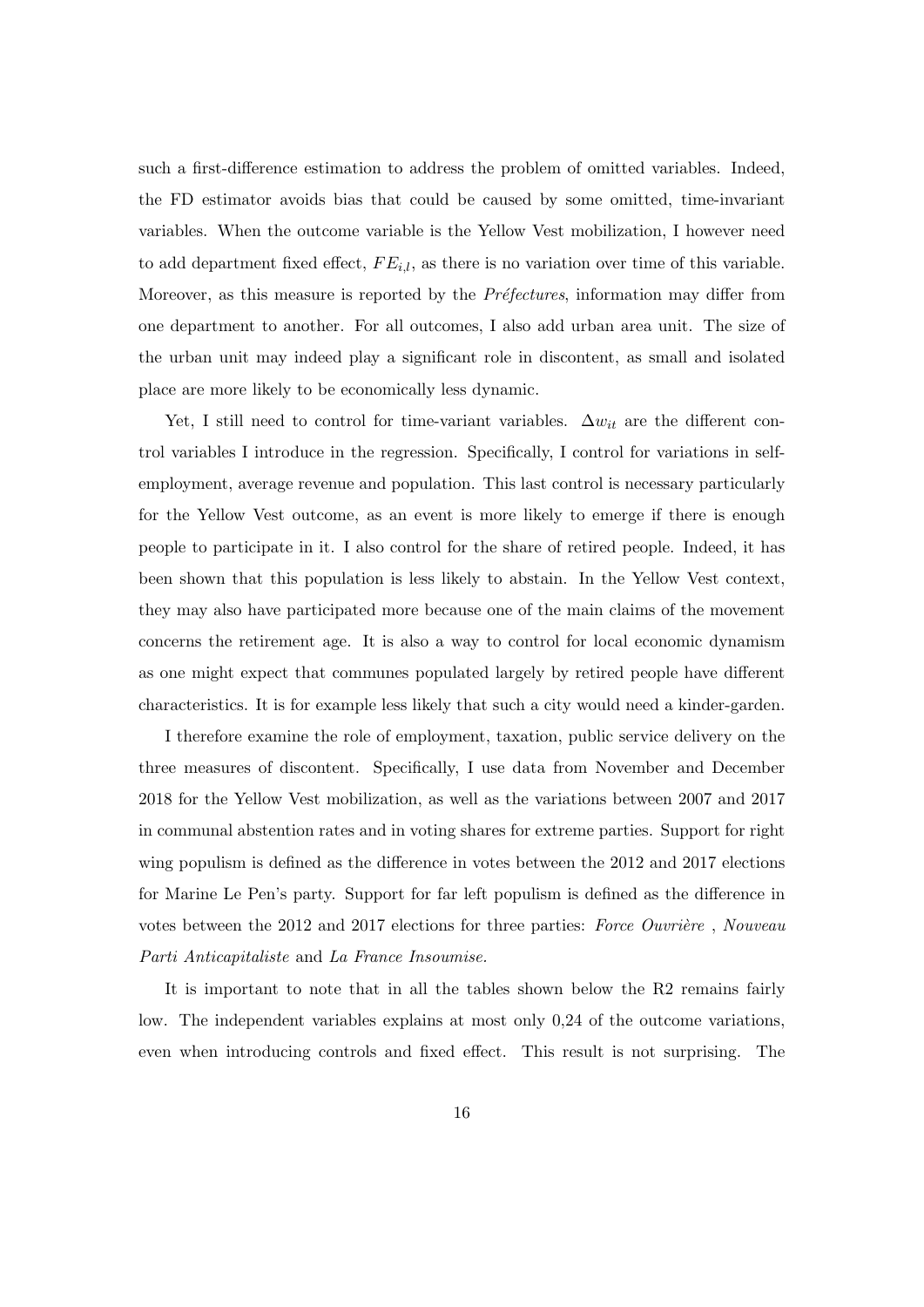such a first-difference estimation to address the problem of omitted variables. Indeed, the FD estimator avoids bias that could be caused by some omitted, time-invariant variables. When the outcome variable is the Yellow Vest mobilization, I however need to add department fixed effect, $FE_{i,l}$, as there is no variation over time of this variable. Moreover, as this measure is reported by the *Préfectures*, information may differ from one department to another. For all outcomes, I also add urban area unit. The size of the urban unit may indeed play a significant role in discontent, as small and isolated place are more likely to be economically less dynamic.

Yet, I still need to control for time-variant variables. $\Delta w_{it}$ are the different control variables I introduce in the regression. Specifically, I control for variations in self-employment, average revenue and population. This last control is necessary particularly for the Yellow Vest outcome, as an event is more likely to emerge if there is enough people to participate in it. I also control for the share of retired people. Indeed, it has been shown that this population is less likely to abstain. In the Yellow Vest context, they may also have participated more because one of the main claims of the movement concerns the retirement age. It is also a way to control for local economic dynamism as one might expect that communes populated largely by retired people have different characteristics. It is for example less likely that such a city would need a kinder-garden.

I therefore examine the role of employment, taxation, public service delivery on the three measures of discontent. Specifically, I use data from November and December 2018 for the Yellow Vest mobilization, as well as the variations between 2007 and 2017 in communal abstention rates and in voting shares for extreme parties. Support for right wing populism is defined as the difference in votes between the 2012 and 2017 elections for Marine Le Pen's party. Support for far left populism is defined as the difference in votes between the 2012 and 2017 elections for three parties: *Force Ouvrière* , *Nouveau Parti Anticapitaliste* and *La France Insoumise.*

It is important to note that in all the tables shown below the R2 remains fairly low. The independent variables explains at most only 0,24 of the outcome variations, even when introducing controls and fixed effect. This result is not surprising. The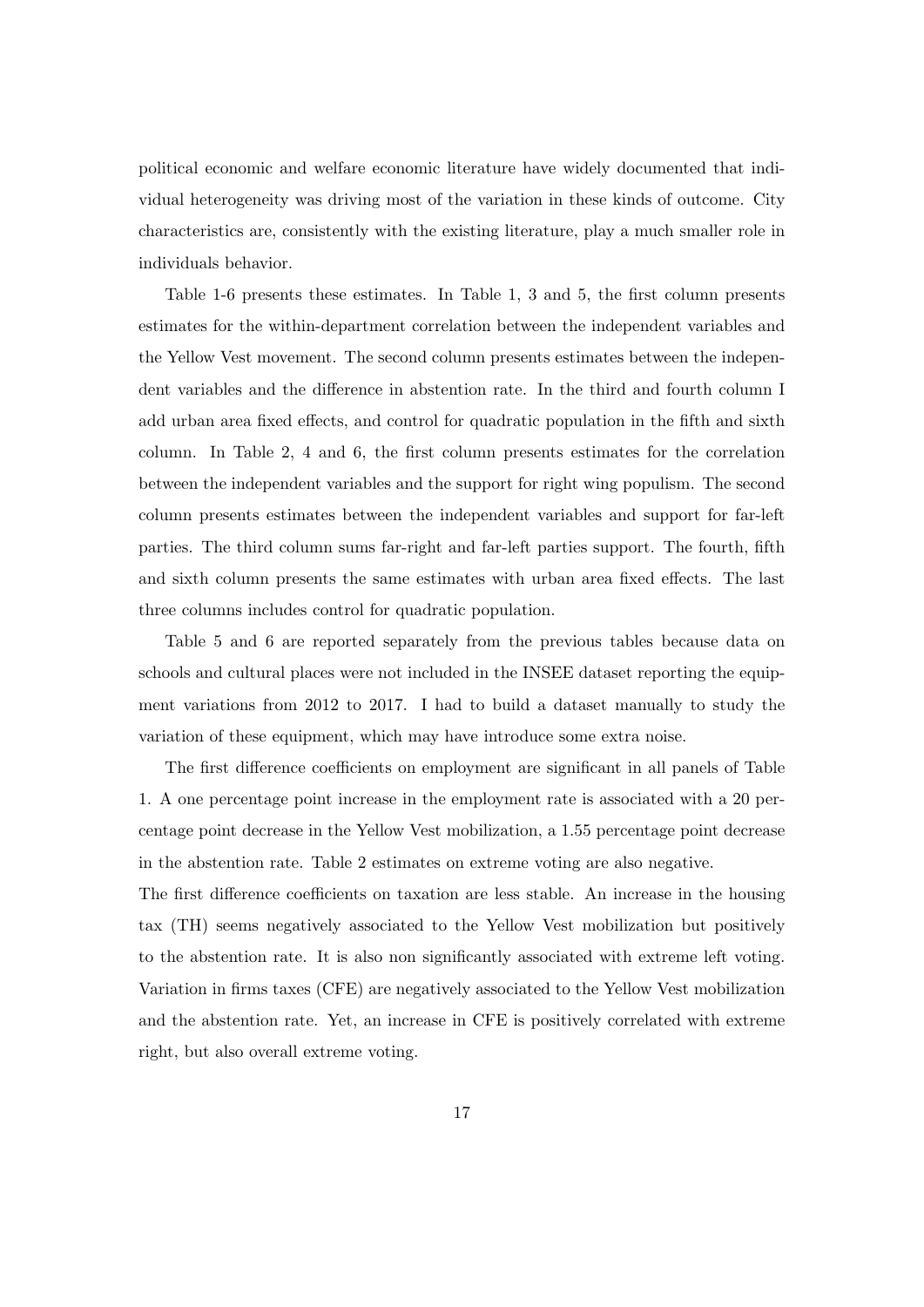political economic and welfare economic literature have widely documented that individual heterogeneity was driving most of the variation in these kinds of outcome. City characteristics are, consistently with the existing literature, play a much smaller role in individuals behavior.

Table 1-6 presents these estimates. In Table 1, 3 and 5, the first column presents estimates for the within-department correlation between the independent variables and the Yellow Vest movement. The second column presents estimates between the independent variables and the difference in abstention rate. In the third and fourth column I add urban area fixed effects, and control for quadratic population in the fifth and sixth column. In Table 2, 4 and 6, the first column presents estimates for the correlation between the independent variables and the support for right wing populism. The second column presents estimates between the independent variables and support for far-left parties. The third column sums far-right and far-left parties support. The fourth, fifth and sixth column presents the same estimates with urban area fixed effects. The last three columns includes control for quadratic population.

Table 5 and 6 are reported separately from the previous tables because data on schools and cultural places were not included in the INSEE dataset reporting the equipment variations from 2012 to 2017. I had to build a dataset manually to study the variation of these equipment, which may have introduce some extra noise.

The first difference coefficients on employment are significant in all panels of Table 1. A one percentage point increase in the employment rate is associated with a 20 percentage point decrease in the Yellow Vest mobilization, a 1.55 percentage point decrease in the abstention rate. Table 2 estimates on extreme voting are also negative.

The first difference coefficients on taxation are less stable. An increase in the housing tax (TH) seems negatively associated to the Yellow Vest mobilization but positively to the abstention rate. It is also non significantly associated with extreme left voting. Variation in firms taxes (CFE) are negatively associated to the Yellow Vest mobilization and the abstention rate. Yet, an increase in CFE is positively correlated with extreme right, but also overall extreme voting.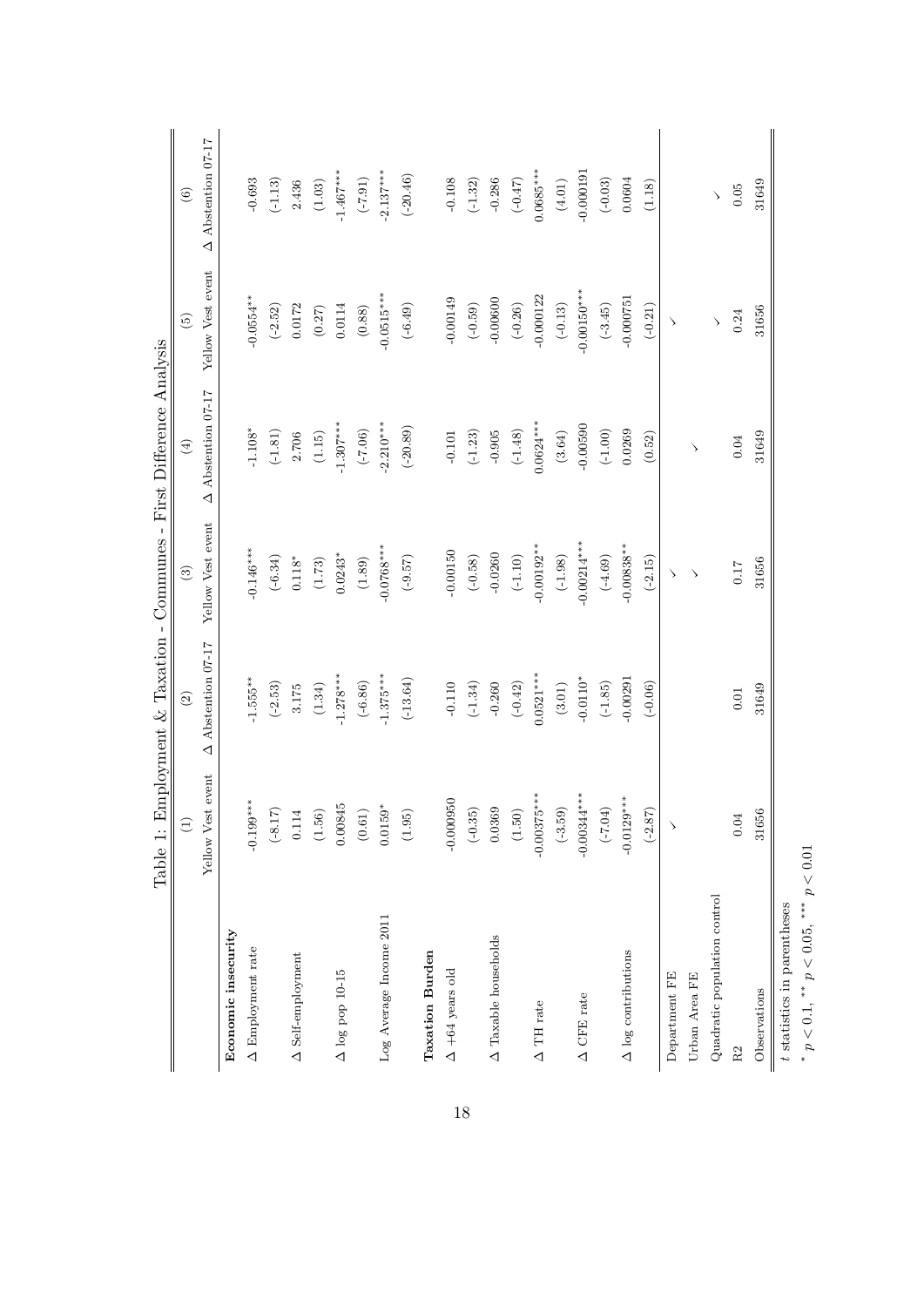Table 1: Employment & Taxation - Communes - First Difference Analysis

| | (1) | (2) | (3) | (4) | (5) | (6) |
|---|---|---|---|---|---|---|
| | Yellow Vest event | Δ Abstention 07-17 | Yellow Vest event | Δ Abstention 07-17 | Yellow Vest event | Δ Abstention 07-17 |
| **Economic insecurity** | | | | | | |
| Δ Employment rate | -0.199*** | -1.555** | -0.146*** | -1.108* | -0.0554** | -0.693 |
| | (-8.17) | (-2.53) | (-6.34) | (-1.81) | (-2.52) | (-1.13) |
| Δ Self-employment | 0.114 | 3.175 | 0.118* | 2.706 | 0.0172 | 2.436 |
| | (1.56) | (1.34) | (1.73) | (1.15) | (0.27) | (1.03) |
| Δ log pop 10-15 | 0.00845 | -1.278*** | 0.0243* | -1.307*** | 0.0114 | -1.467*** |
| | (0.61) | (-6.86) | (1.89) | (-7.06) | (0.88) | (-7.91) |
| Log Average Income 2011 | 0.0159* | -1.375*** | -0.0768*** | -2.210*** | -0.0515*** | -2.137*** |
| | (1.95) | (-13.64) | (-9.57) | (-20.89) | (-6.49) | (-20.46) |
| **Taxation Burden** | | | | | | |
| Δ +64 years old | -0.000950 | -0.110 | -0.00150 | -0.101 | -0.00149 | -0.108 |
| | (-0.35) | (-1.34) | (-0.58) | (-1.23) | (-0.59) | (-1.32) |
| Δ Taxable households | 0.0369 | -0.260 | -0.0260 | -0.905 | -0.00600 | -0.286 |
| | (1.50) | (-0.42) | (-1.10) | (-1.48) | (-0.26) | (-0.47) |
| Δ TH rate | -0.00375*** | 0.0521*** | -0.00192** | 0.0624*** | -0.000122 | 0.0685*** |
| | (-3.59) | (3.01) | (-1.98) | (3.64) | (-0.13) | (4.01) |
| Δ CFE rate | -0.00344*** | -0.0110* | -0.00214*** | -0.00590 | -0.00150*** | -0.000191 |
| | (-7.04) | (-1.85) | (-4.69) | (-1.00) | (-3.45) | (-0.03) |
| Δ log contributions | -0.0129*** | -0.00291 | -0.00838** | 0.0269 | -0.000751 | 0.0604 |
| | (-2.87) | (-0.06) | (-2.15) | (0.52) | (-0.21) | (1.18) |
| Department FE | ✓ | | ✓ | | ✓ | |
| Urban Area FE | | | ✓ | ✓ | | |
| Quadratic population control | | | | | ✓ | ✓ |
| R2 | 0.04 | 0.01 | 0.17 | 0.04 | 0.24 | 0.05 |
| Observations | 31656 | 31649 | 31656 | 31649 | 31656 | 31649 |

$t$ statistics in parentheses

* $p < 0.1$, ** $p < 0.05$, *** $p < 0.01$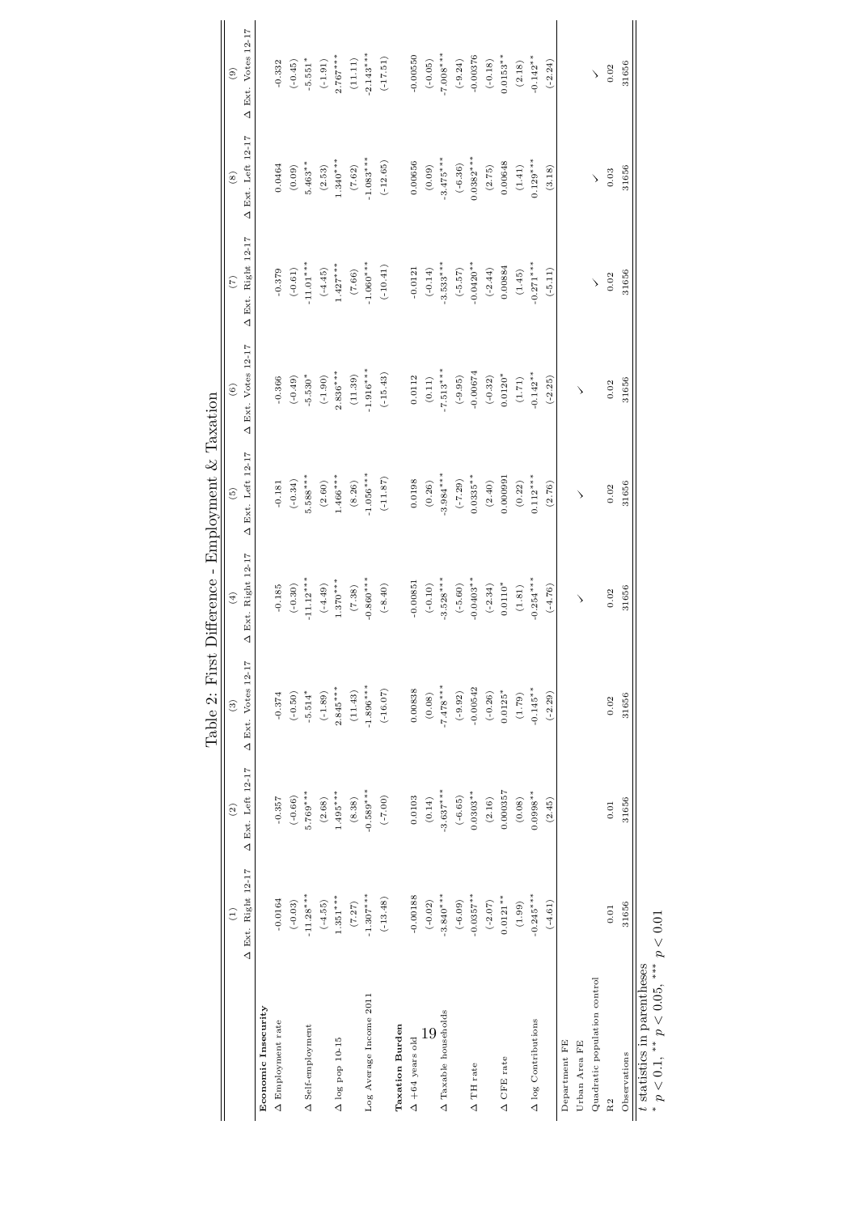Table 2: First Difference - Employment & Taxation

| | (1) | (2) | (3) | (4) | (5) | (6) | (7) | (8) | (9) |
|---|---|---|---|---|---|---|---|---|---|
| | Δ Ext. Right 12-17 | Δ Ext. Left 12-17 | Δ Ext. Votes 12-17 | Δ Ext. Right 12-17 | Δ Ext. Left 12-17 | Δ Ext. Votes 12-17 | Δ Ext. Right 12-17 | Δ Ext. Left 12-17 | Δ Ext. Votes 12-17 |
| **Economic Insecurity** | | | | | | | | | |
| Δ Employment rate | -0.0164 | -0.357 | -0.374 | -0.185 | -0.181 | -0.366 | -0.379 | 0.0464 | -0.332 |
| | (-0.03) | (-0.66) | (-0.50) | (-0.30) | (-0.34) | (-0.49) | (-0.61) | (0.09) | (-0.45) |
| Δ Self-employment | -11.28*** | 5.769*** | -5.514* | -11.12*** | 5.588*** | -5.530* | -11.01*** | 5.463** | -5.551* |
| | (-4.55) | (2.68) | (-1.89) | (-4.49) | (2.60) | (-1.90) | (-4.45) | (2.53) | (-1.91) |
| Δ log pop 10-15 | 1.351*** | 1.495*** | 2.845*** | 1.370*** | 1.466*** | 2.836*** | 1.427*** | 1.340*** | 2.767*** |
| | (7.27) | (8.38) | (11.43) | (7.38) | (8.26) | (11.39) | (7.66) | (7.62) | (11.11) |
| Log Average Income 2011 | -1.307*** | -0.589*** | -1.896*** | -0.860*** | -1.056*** | -1.916*** | -1.060*** | -1.083*** | -2.143*** |
| | (-13.48) | (-7.00) | (-16.07) | (-8.40) | (-11.87) | (-15.43) | (-10.41) | (-12.65) | (-17.51) |
| **Taxation Burden** | | | | | | | | | |
| Δ +64 years old | -0.00188 | 0.0103 | 0.00838 | -0.00851 | 0.0198 | 0.0112 | -0.0121 | 0.00656 | -0.00550 |
| | (-0.02) | (0.14) | (0.08) | (-0.10) | (0.26) | (0.11) | (-0.14) | (0.09) | (-0.05) |
| Δ Taxable households | -3.840*** | -3.637*** | -7.478*** | -3.528*** | -3.984*** | -7.513*** | -3.533*** | -3.475*** | -7.008*** |
| | (-6.09) | (-6.65) | (-9.92) | (-5.60) | (-7.29) | (-9.95) | (-5.57) | (-6.36) | (-9.24) |
| Δ TH rate | -0.0357** | 0.0303** | -0.00542 | -0.0403** | 0.0335** | -0.00674 | -0.0420** | 0.0382*** | -0.00376 |
| | (-2.07) | (2.16) | (-0.26) | (-2.34) | (2.40) | (-0.32) | (-2.44) | (2.75) | (-0.18) |
| Δ CFE rate | 0.0121** | 0.000357 | 0.0125* | 0.0110* | 0.000991 | 0.0120* | 0.00884 | 0.00648 | 0.0153** |
| | (1.99) | (0.08) | (1.79) | (1.81) | (0.22) | (1.71) | (1.45) | (1.41) | (2.18) |
| Δ log Contributions | -0.245*** | 0.0998** | -0.145** | -0.254*** | 0.112*** | -0.142** | -0.271*** | 0.129*** | -0.142** |
| | (-4.61) | (2.45) | (-2.29) | (-4.76) | (2.76) | (-2.25) | (-5.11) | (3.18) | (-2.24) |
| Department FE | | | | | | | ✓ | ✓ | ✓ |
| Urban Area FE | | | | ✓ | ✓ | ✓ | | | |
| Quadratic population control | | | | | | | | | |
| R2 | 0.01 | 0.01 | 0.02 | 0.02 | 0.02 | 0.02 | 0.02 | 0.03 | 0.02 |
| Observations | 31656 | 31656 | 31656 | 31656 | 31656 | 31656 | 31656 | 31656 | 31656 |

$t$ statistics in parentheses
* $p < 0.1$, ** $p < 0.05$, *** $p < 0.01$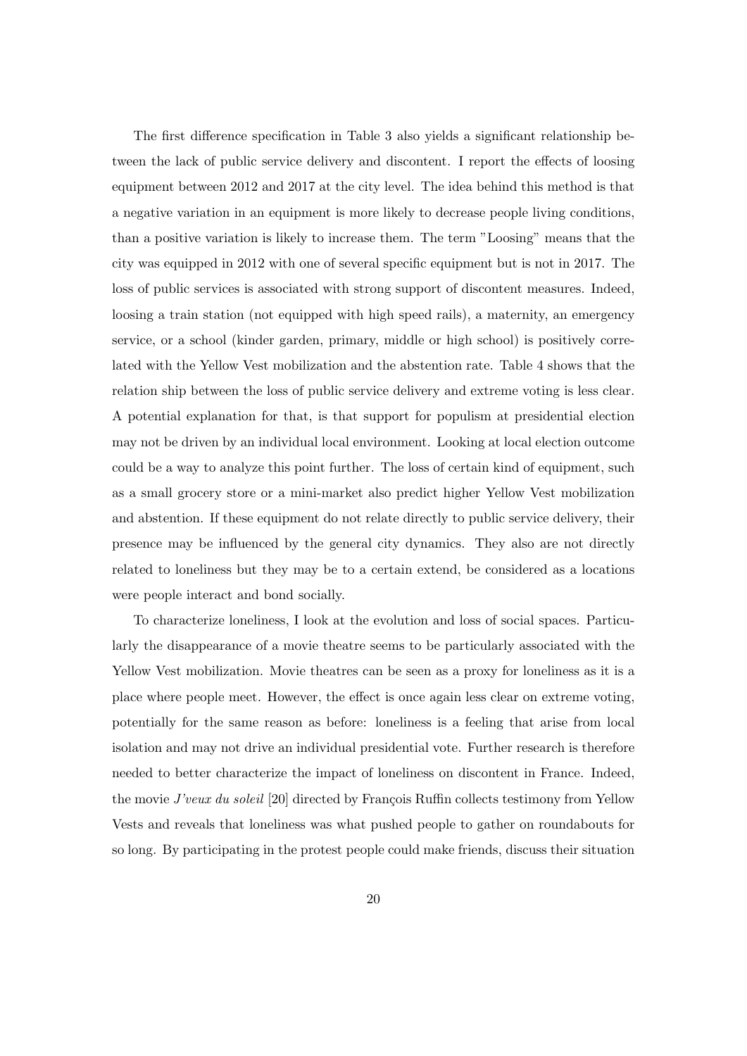The first difference specification in Table 3 also yields a significant relationship between the lack of public service delivery and discontent. I report the effects of loosing equipment between 2012 and 2017 at the city level. The idea behind this method is that a negative variation in an equipment is more likely to decrease people living conditions, than a positive variation is likely to increase them. The term "Loosing" means that the city was equipped in 2012 with one of several specific equipment but is not in 2017. The loss of public services is associated with strong support of discontent measures. Indeed, loosing a train station (not equipped with high speed rails), a maternity, an emergency service, or a school (kinder garden, primary, middle or high school) is positively correlated with the Yellow Vest mobilization and the abstention rate. Table 4 shows that the relation ship between the loss of public service delivery and extreme voting is less clear. A potential explanation for that, is that support for populism at presidential election may not be driven by an individual local environment. Looking at local election outcome could be a way to analyze this point further. The loss of certain kind of equipment, such as a small grocery store or a mini-market also predict higher Yellow Vest mobilization and abstention. If these equipment do not relate directly to public service delivery, their presence may be influenced by the general city dynamics. They also are not directly related to loneliness but they may be to a certain extend, be considered as a locations were people interact and bond socially.

To characterize loneliness, I look at the evolution and loss of social spaces. Particularly the disappearance of a movie theatre seems to be particularly associated with the Yellow Vest mobilization. Movie theatres can be seen as a proxy for loneliness as it is a place where people meet. However, the effect is once again less clear on extreme voting, potentially for the same reason as before: loneliness is a feeling that arise from local isolation and may not drive an individual presidential vote. Further research is therefore needed to better characterize the impact of loneliness on discontent in France. Indeed, the movie *J'veux du soleil* [20] directed by François Ruffin collects testimony from Yellow Vests and reveals that loneliness was what pushed people to gather on roundabouts for so long. By participating in the protest people could make friends, discuss their situation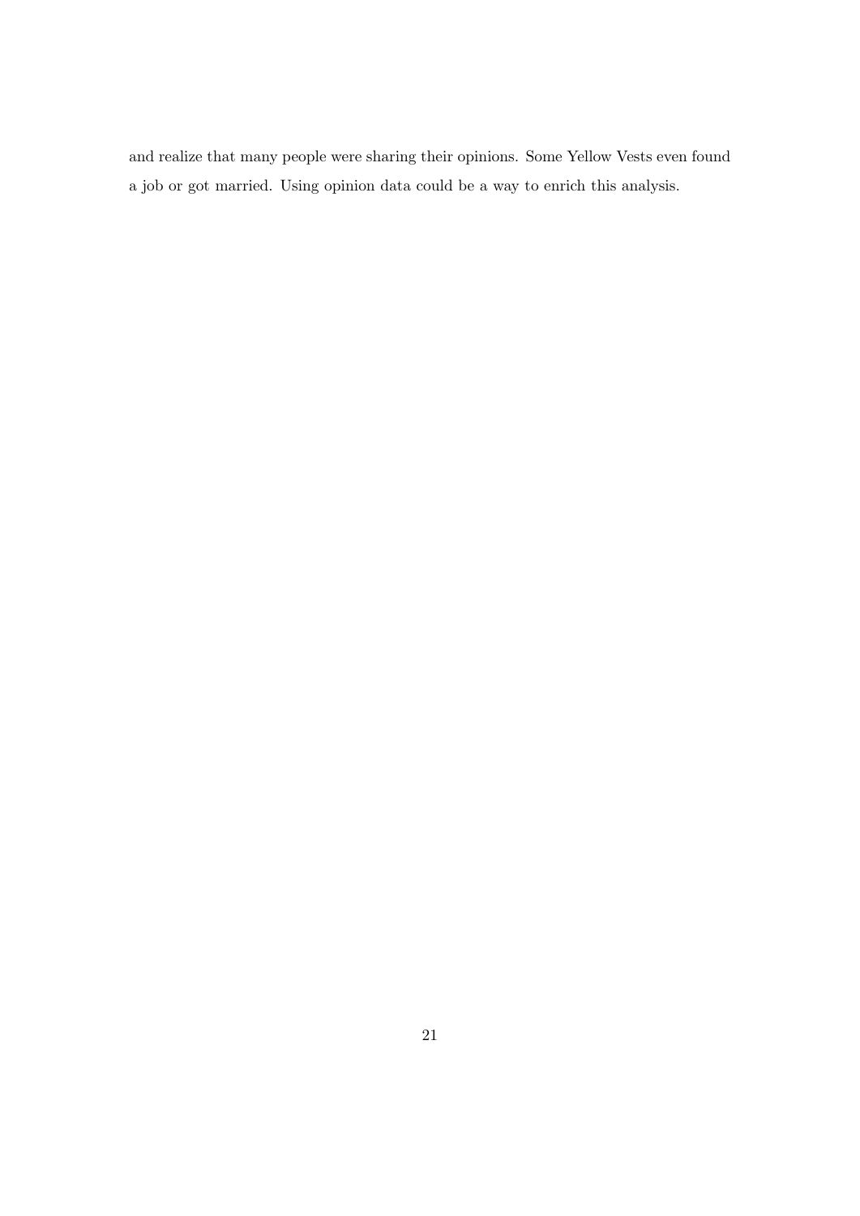and realize that many people were sharing their opinions. Some Yellow Vests even found a job or got married. Using opinion data could be a way to enrich this analysis.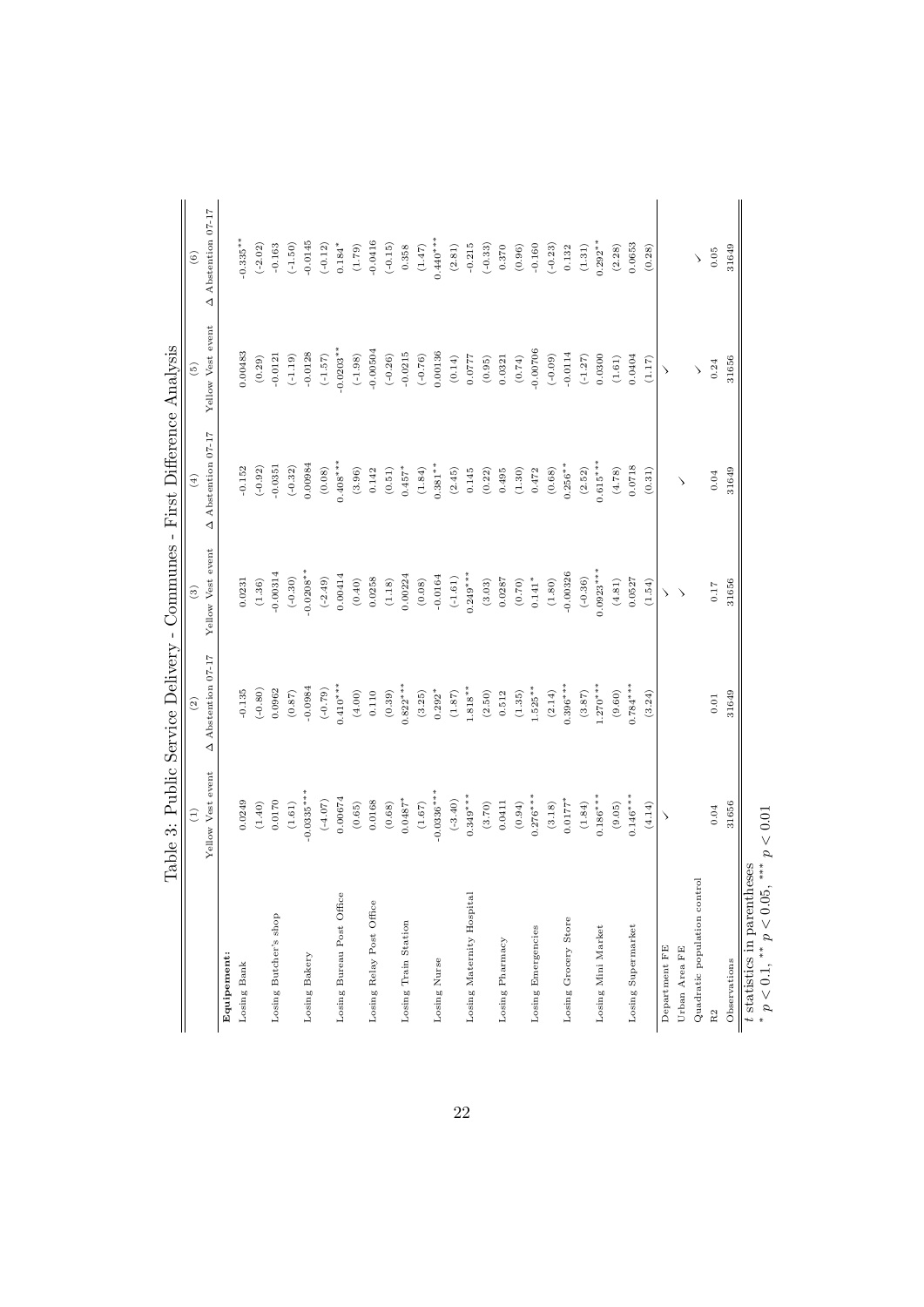Table 3: Public Service Delivery - Communes - First Difference Analysis

| | (1) | (2) | (3) | (4) | (5) | (6) |
|---|---|---|---|---|---|---|
| | Yellow Vest event | Δ Abstention 07-17 | Yellow Vest event | Δ Abstention 07-17 | Yellow Vest event | Δ Abstention 07-17 |
| **Equipement:** | | | | | | |
| Losing Bank | 0.0249 | -0.135 | 0.0231 | -0.152 | 0.00483 | -0.335** |
| | (1.40) | (-0.80) | (1.36) | (-0.92) | (0.29) | (-2.02) |
| Losing Butcher's shop | 0.0170 | 0.0962 | -0.00314 | -0.0351 | -0.0121 | -0.163 |
| | (1.61) | (0.87) | (-0.30) | (-0.32) | (-1.19) | (-1.50) |
| Losing Bakery | -0.0335*** | -0.0984 | -0.0208** | 0.00984 | -0.0128 | -0.0145 |
| | (-4.07) | (-0.79) | (-2.49) | (0.08) | (-1.57) | (-0.12) |
| Losing Bureau Post Office | 0.00674 | 0.410*** | 0.00414 | 0.408*** | -0.0203** | 0.184* |
| | (0.65) | (4.00) | (0.40) | (3.96) | (-1.98) | (1.79) |
| Losing Relay Post Office | 0.0168 | 0.110 | 0.0258 | 0.142 | -0.00504 | -0.0416 |
| | (0.68) | (0.39) | (1.18) | (0.51) | (-0.26) | (-0.15) |
| Losing Train Station | 0.0487* | 0.822*** | 0.00224 | 0.457* | -0.0215 | 0.358 |
| | (1.67) | (3.25) | (0.08) | (1.84) | (-0.76) | (1.47) |
| Losing Nurse | -0.0336*** | 0.292* | -0.0164 | 0.381** | 0.00136 | 0.440*** |
| | (-3.40) | (1.87) | (-1.61) | (2.45) | (0.14) | (2.81) |
| Losing Maternity Hospital | 0.349*** | 1.818** | 0.249*** | 0.145 | 0.0777 | -0.215 |
| | (3.70) | (2.50) | (3.03) | (0.22) | (0.95) | (-0.33) |
| Losing Pharmacy | 0.0411 | 0.512 | 0.0287 | 0.495 | 0.0321 | 0.370 |
| | (0.94) | (1.35) | (0.70) | (1.30) | (0.74) | (0.96) |
| Losing Emergencies | 0.276*** | 1.525** | 0.141* | 0.472 | -0.00706 | -0.160 |
| | (3.18) | (2.14) | (1.80) | (0.68) | (-0.09) | (-0.23) |
| Losing Grocery Store | 0.0177* | 0.396*** | -0.00326 | 0.256** | -0.0114 | 0.132 |
| | (1.84) | (3.87) | (-0.36) | (2.52) | (-1.27) | (1.31) |
| Losing Mini Market | 0.186*** | 1.270*** | 0.0923*** | 0.615*** | 0.0300 | 0.292** |
| | (9.05) | (9.60) | (4.81) | (4.78) | (1.61) | (2.28) |
| Losing Supermarket | 0.146*** | 0.784*** | 0.0527 | 0.0718 | 0.0404 | 0.0653 |
| | (4.14) | (3.24) | (1.54) | (0.31) | (1.17) | (0.28) |
| Department FE | ✓ | | ✓ | | ✓ | |
| Urban Area FE | | | ✓ | ✓ | | |
| Quadratic population control | | | | | ✓ | ✓ |
| R2 | 0.04 | 0.01 | 0.17 | 0.04 | 0.24 | 0.05 |
| Observations | 31656 | 31649 | 31656 | 31649 | 31656 | 31649 |

$t$ statistics in parentheses
$^{*}$ $p < 0.1$, $^{**}$ $p < 0.05$, $^{***}$ $p < 0.01$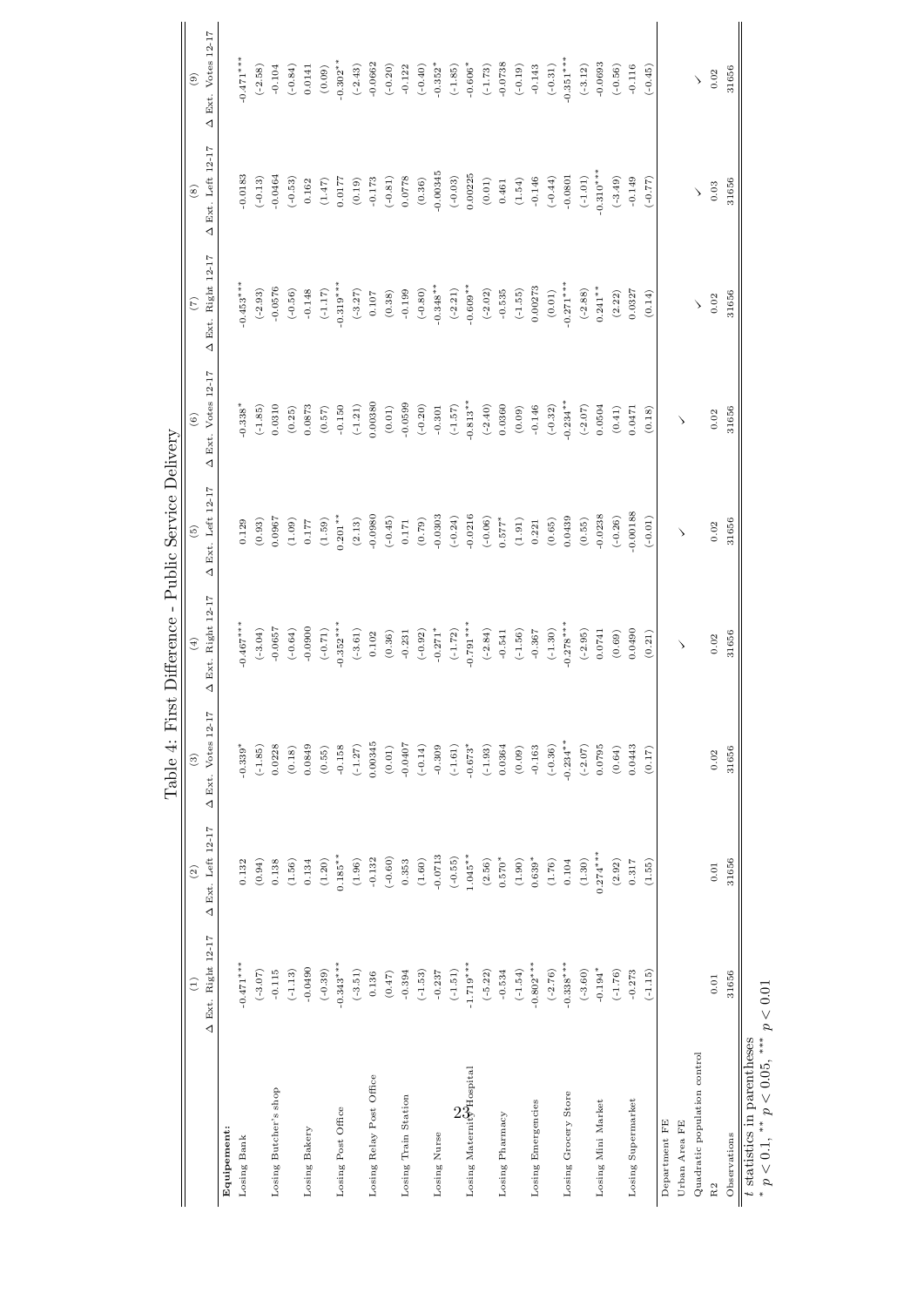# Table 4: First Difference - Public Service Delivery

| | (1) | (2) | (3) | (4) | (5) | (6) | (7) | (8) | (9) |
|---|---|---|---|---|---|---|---|---|---|
| | Δ Ext. Right 12-17 | Δ Ext. Left 12-17 | Δ Ext. Votes 12-17 | Δ Ext. Right 12-17 | Δ Ext. Left 12-17 | Δ Ext. Votes 12-17 | Δ Ext. Right 12-17 | Δ Ext. Left 12-17 | Δ Ext. Votes 12-17 |
| **Equipement:** | | | | | | | | | |
| Losing Bank | -0.471*** | 0.132 | -0.339* | -0.467*** | 0.129 | -0.338* | -0.453*** | -0.0183 | -0.471*** |
| | (-3.07) | (0.94) | (-1.85) | (-3.04) | (0.93) | (-1.85) | (-2.93) | (-0.13) | (-2.58) |
| Losing Butcher's shop | -0.115 | 0.138 | 0.0228 | -0.0657 | 0.0967 | 0.0310 | -0.0576 | -0.0464 | -0.104 |
| | (-1.13) | (1.56) | (0.18) | (-0.64) | (1.09) | (0.25) | (-0.56) | (-0.53) | (-0.84) |
| Losing Bakery | -0.0490 | 0.134 | 0.0849 | -0.0900 | 0.177 | 0.0873 | -0.148 | 0.162 | 0.0141 |
| | (-0.39) | (1.20) | (0.55) | (-0.71) | (1.59) | (0.57) | (-1.17) | (1.47) | (0.09) |
| Losing Post Office | -0.343*** | 0.185** | -0.158 | -0.352*** | 0.201** | -0.150 | -0.319*** | 0.0177 | -0.302** |
| | (-3.51) | (1.96) | (-1.27) | (-3.61) | (2.13) | (-1.21) | (-3.27) | (0.19) | (-2.43) |
| Losing Relay Post Office | 0.136 | -0.132 | 0.00345 | 0.102 | -0.0980 | 0.00380 | 0.107 | -0.173 | -0.0662 |
| | (0.47) | (-0.60) | (0.01) | (0.36) | (-0.45) | (0.01) | (0.38) | (-0.81) | (-0.20) |
| Losing Train Station | -0.394 | 0.353 | -0.0407 | -0.231 | 0.171 | -0.0599 | -0.199 | 0.0778 | -0.122 |
| | (-1.53) | (1.60) | (-0.14) | (-0.92) | (0.79) | (-0.20) | (-0.80) | (0.36) | (-0.40) |
| Losing Nurse | -0.237 | -0.0713 | -0.309 | -0.271* | -0.0303 | -0.301 | -0.348** | -0.00345 | -0.352* |
| | (-1.51) | (-0.55) | (-1.61) | (-1.72) | (-0.24) | (-1.57) | (-2.21) | (-0.03) | (-1.85) |
| Losing Maternity Hospital | -1.719*** | 1.045** | -0.673* | -0.791*** | -0.0216 | -0.813** | -0.609** | 0.00225 | -0.606* |
| | (-5.22) | (2.56) | (-1.93) | (-2.84) | (-0.06) | (-2.40) | (-2.02) | (0.01) | (-1.73) |
| Losing Pharmacy | -0.534 | 0.570* | 0.0364 | -0.541 | 0.577* | 0.0360 | -0.535 | 0.461 | -0.0738 |
| | (-1.54) | (1.90) | (0.09) | (-1.56) | (1.91) | (0.09) | (-1.55) | (1.54) | (-0.19) |
| Losing Emergencies | -0.802*** | 0.639* | -0.163 | -0.367 | 0.221 | -0.146 | 0.00273 | -0.146 | -0.143 |
| | (-2.76) | (1.76) | (-0.36) | (-1.30) | (0.65) | (-0.32) | (0.01) | (-0.44) | (-0.31) |
| Losing Grocery Store | -0.338*** | 0.104 | -0.234** | -0.278*** | 0.0439 | -0.234** | -0.271*** | -0.0801 | -0.351*** |
| | (-3.60) | (1.30) | (-2.07) | (-2.95) | (0.55) | (-2.07) | (-2.88) | (-1.01) | (-3.12) |
| Losing Mini Market | -0.194* | 0.274*** | 0.0795 | 0.0741 | -0.0238 | 0.0504 | 0.241** | -0.310*** | -0.0693 |
| | (-1.76) | (2.92) | (0.64) | (0.69) | (-0.26) | (0.41) | (2.22) | (-3.49) | (-0.56) |
| Losing Supermarket | -0.273 | 0.317 | 0.0443 | 0.0490 | -0.00188 | 0.0471 | 0.0327 | -0.149 | -0.116 |
| | (-1.15) | (1.55) | (0.17) | (0.21) | (-0.01) | (0.18) | (0.14) | (-0.77) | (-0.45) |
| Department FE | | | | ✓ | ✓ | ✓ | | | |
| Urban Area FE | | | | | | | ✓ | ✓ | ✓ |
| Quadratic population control | | | | | | | | | |
| R2 | 0.01 | 0.01 | 0.02 | 0.02 | 0.02 | 0.02 | 0.02 | 0.03 | 0.02 |
| Observations | 31656 | 31656 | 31656 | 31656 | 31656 | 31656 | 31656 | 31656 | 31656 |

$t$ statistics in parentheses
$^{*}$ $p < 0.1$, $^{**}$ $p < 0.05$, $^{***}$ $p < 0.01$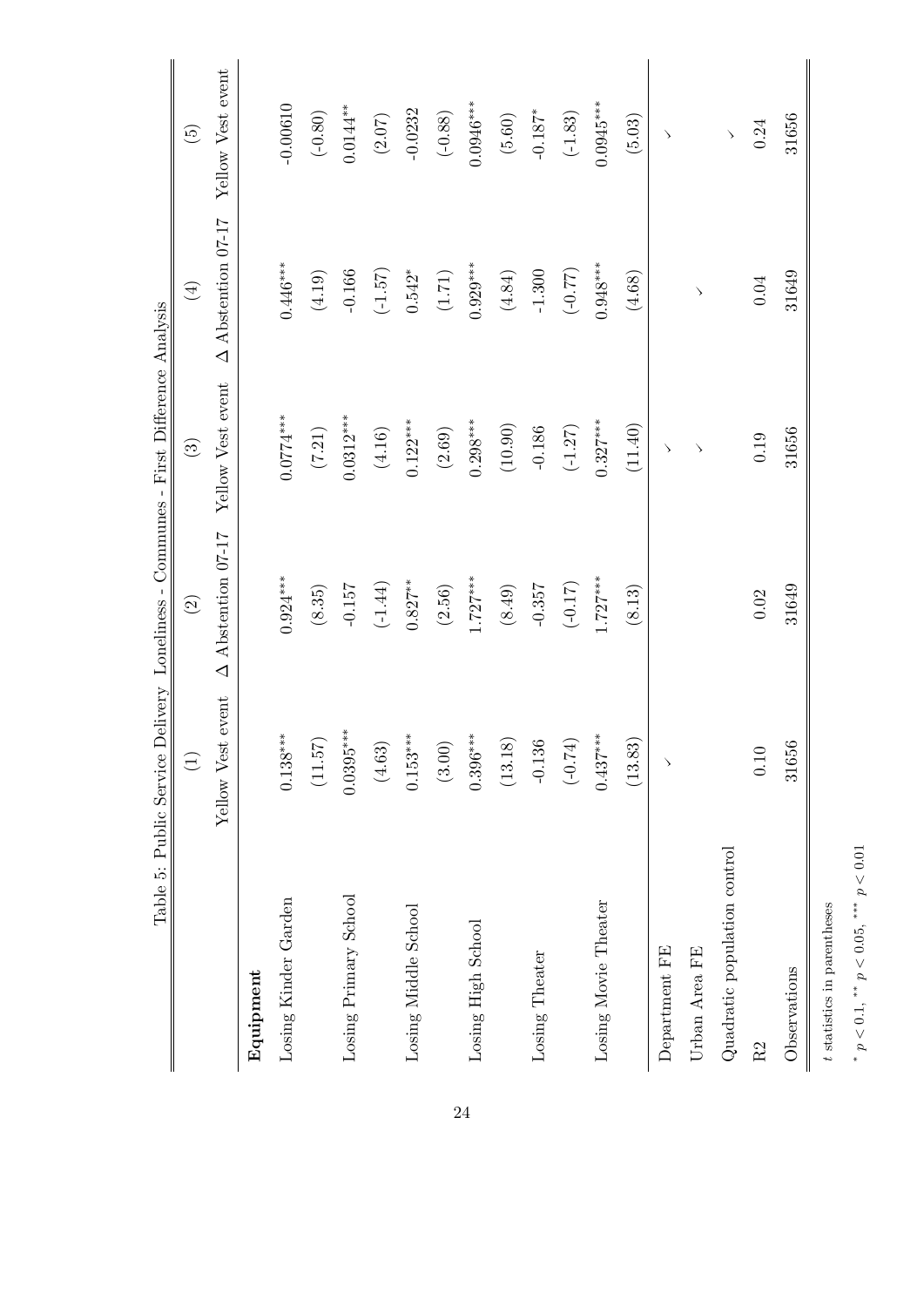Table 5: Public Service Delivery - Loneliness - Communes - First Difference Analysis

| | (1) | (2) | (3) | (4) | (5) |
|---|---|---|---|---|---|
| | Yellow Vest event | Δ Abstention 07-17 | Yellow Vest event | Δ Abstention 07-17 | Yellow Vest event |
| **Equipment** | | | | | |
| Losing Kinder Garden | 0.138*** | 0.924*** | 0.0774*** | 0.446*** | -0.00610 |
| | (11.57) | (8.35) | (7.21) | (4.19) | (-0.80) |
| Losing Primary School | 0.0395*** | -0.157 | 0.0312*** | -0.166 | 0.0144** |
| | (4.63) | (-1.44) | (4.16) | (-1.57) | (2.07) |
| Losing Middle School | 0.153*** | 0.827** | 0.122*** | 0.542* | -0.0232 |
| | (3.00) | (2.56) | (2.69) | (1.71) | (-0.88) |
| Losing High School | 0.396*** | 1.727*** | 0.298*** | 0.929*** | 0.0946*** |
| | (13.18) | (8.49) | (10.90) | (4.84) | (5.60) |
| Losing Theater | -0.136 | -0.357 | -0.186 | -1.300 | -0.187* |
| | (-0.74) | (-0.17) | (-1.27) | (-0.77) | (-1.83) |
| Losing Movie Theater | 0.437*** | 1.727*** | 0.327*** | 0.948*** | 0.0945*** |
| | (13.83) | (8.13) | (11.40) | (4.68) | (5.03) |
| Department FE | ✓ | | ✓ | | ✓ |
| Urban Area FE | | | ✓ | ✓ | |
| Quadratic population control | | | | | ✓ |
| R2 | 0.10 | 0.02 | 0.19 | 0.04 | 0.24 |
| Observations | 31656 | 31649 | 31656 | 31649 | 31656 |

$t$ statistics in parentheses

* $p < 0.1$, ** $p < 0.05$, *** $p < 0.01$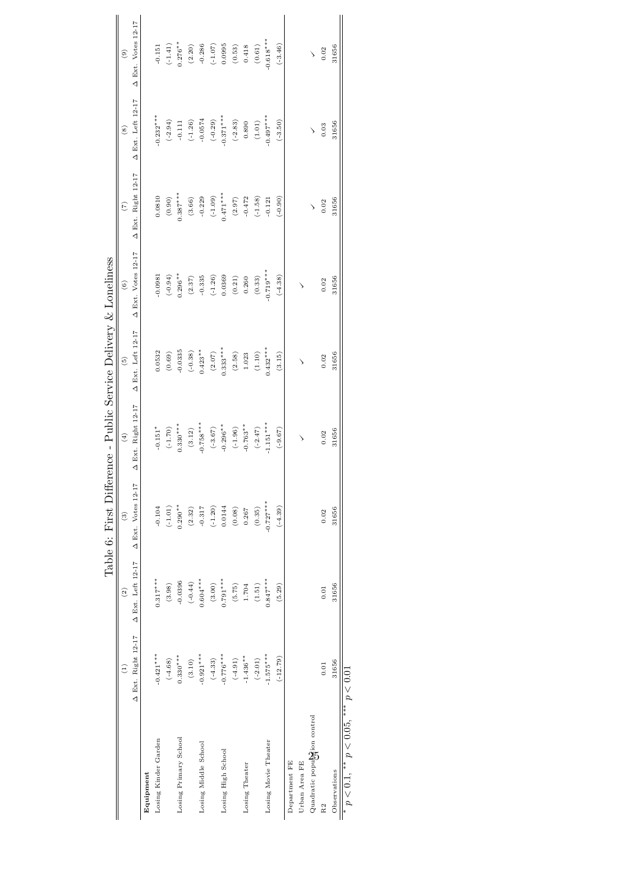# Table 6: First Difference - Public Service Delivery & Loneliness

| | (1) | (2) | (3) | (4) | (5) | (6) | (7) | (8) | (9) |
|---|---|---|---|---|---|---|---|---|---|
| | Δ Ext. Right 12-17 | Δ Ext. Left 12-17 | Δ Ext. Votes 12-17 | Δ Ext. Right 12-17 | Δ Ext. Left 12-17 | Δ Ext. Votes 12-17 | Δ Ext. Right 12-17 | Δ Ext. Left 12-17 | Δ Ext. Votes 12-17 |
| **Equipment** | | | | | | | | | |
| Losing Kinder Garden | -0.421*** | 0.317*** | -0.104 | -0.151* | 0.0532 | -0.0981 | 0.0810 | -0.232*** | -0.151 |
| | (-4.68) | (3.98) | (-1.01) | (-1.70) | (0.69) | (-0.94) | (0.90) | (-2.94) | (-1.41) |
| Losing Primary School | 0.330*** | -0.0396 | 0.290** | 0.330*** | -0.0335 | 0.296** | 0.387*** | -0.111 | 0.276** |
| | (3.10) | (-0.44) | (2.32) | (3.12) | (-0.38) | (2.37) | (3.66) | (-1.26) | (2.20) |
| Losing Middle School | -0.921*** | 0.604*** | -0.317 | -0.758*** | 0.423** | -0.335 | -0.229 | -0.0574 | -0.286 |
| | (-4.33) | (3.00) | (-1.20) | (-3.67) | (2.07) | (-1.26) | (-1.09) | (-0.29) | (-1.07) |
| Losing High School | -0.776*** | 0.791*** | 0.0144 | -0.296** | 0.333*** | 0.0369 | 0.471*** | -0.371*** | 0.0995 |
| | (-4.91) | (5.75) | (0.08) | (-1.96) | (2.58) | (0.21) | (2.97) | (-2.83) | (0.53) |
| Losing Theater | -1.436** | 1.704 | 0.267 | -0.763** | 1.023 | 0.260 | -0.472 | 0.890 | 0.418 |
| | (-2.01) | (1.51) | (0.35) | (-2.47) | (1.10) | (0.33) | (-1.58) | (1.01) | (0.61) |
| Losing Movie Theater | -1.575*** | 0.847*** | -0.727*** | -1.151*** | 0.432*** | -0.719*** | -0.121 | -0.497*** | -0.618*** |
| | (-12.79) | (5.29) | (-4.39) | (-9.67) | (3.15) | (-4.38) | (-0.90) | (-3.50) | (-3.46) |
| Department FE | | | | ✓ | ✓ | ✓ | | | |
| Urban Area FE | | | | | | | ✓ | ✓ | ✓ |
| Quadratic population control | | | | | | | | | |
| R2 | 0.01 | 0.01 | 0.02 | 0.02 | 0.02 | 0.02 | 0.02 | 0.03 | 0.02 |
| Observations | 31656 | 31656 | 31656 | 31656 | 31656 | 31656 | 31656 | 31656 | 31656 |

* $p < 0.1$, ** $p < 0.05$, *** $p < 0.01$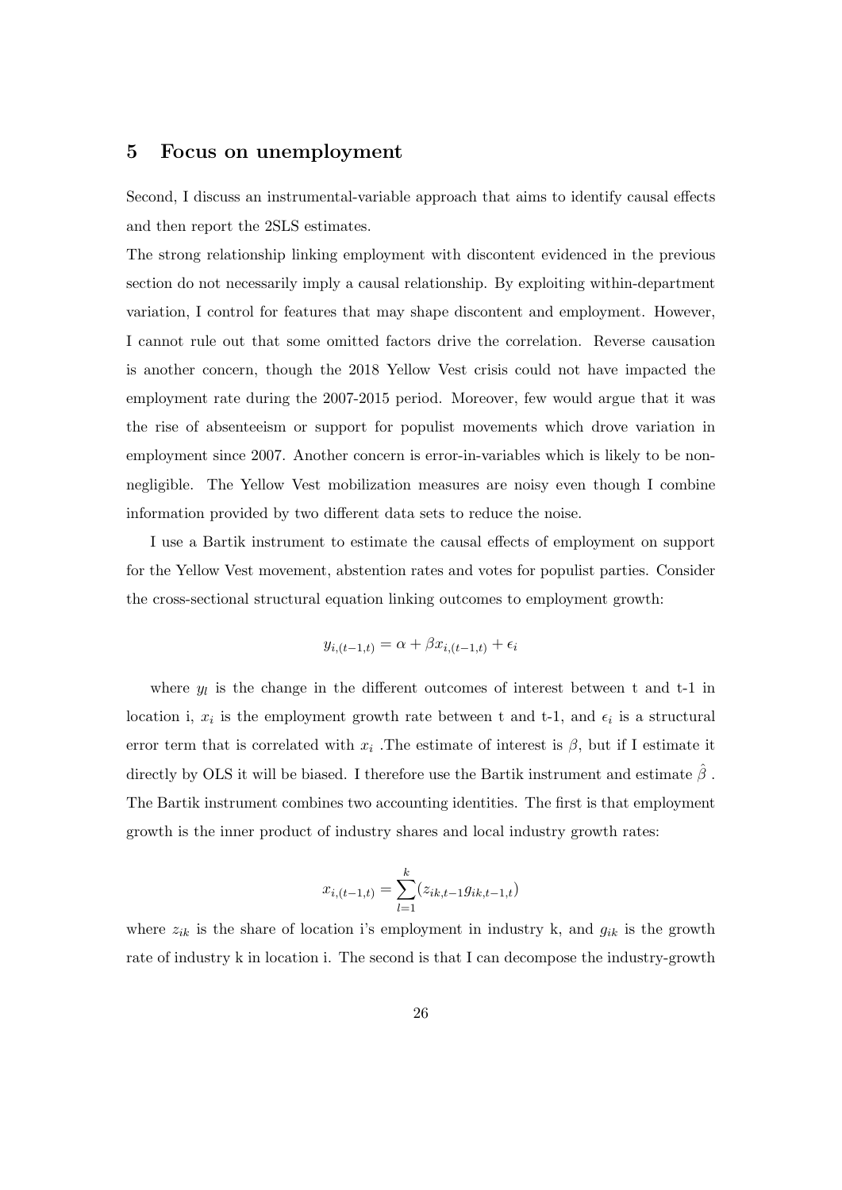## 5 Focus on unemployment

Second, I discuss an instrumental-variable approach that aims to identify causal effects and then report the 2SLS estimates.

The strong relationship linking employment with discontent evidenced in the previous section do not necessarily imply a causal relationship. By exploiting within-department variation, I control for features that may shape discontent and employment. However, I cannot rule out that some omitted factors drive the correlation. Reverse causation is another concern, though the 2018 Yellow Vest crisis could not have impacted the employment rate during the 2007-2015 period. Moreover, few would argue that it was the rise of absenteeism or support for populist movements which drove variation in employment since 2007. Another concern is error-in-variables which is likely to be non-negligible. The Yellow Vest mobilization measures are noisy even though I combine information provided by two different data sets to reduce the noise.

I use a Bartik instrument to estimate the causal effects of employment on support for the Yellow Vest movement, abstention rates and votes for populist parties. Consider the cross-sectional structural equation linking outcomes to employment growth:

$$y_{i,(t-1,t)} = \alpha + \beta x_{i,(t-1,t)} + \epsilon_i$$

where $y_l$ is the change in the different outcomes of interest between t and t-1 in location i, $x_i$ is the employment growth rate between t and t-1, and $\epsilon_i$ is a structural error term that is correlated with $x_i$ .The estimate of interest is $\beta$, but if I estimate it directly by OLS it will be biased. I therefore use the Bartik instrument and estimate $\hat{\beta}$ . The Bartik instrument combines two accounting identities. The first is that employment growth is the inner product of industry shares and local industry growth rates:

$$x_{i,(t-1,t)} = \sum_{l=1}^{k} (z_{ik,t-1} g_{ik,t-1,t})$$

where $z_{ik}$ is the share of location i's employment in industry k, and $g_{ik}$ is the growth rate of industry k in location i. The second is that I can decompose the industry-growth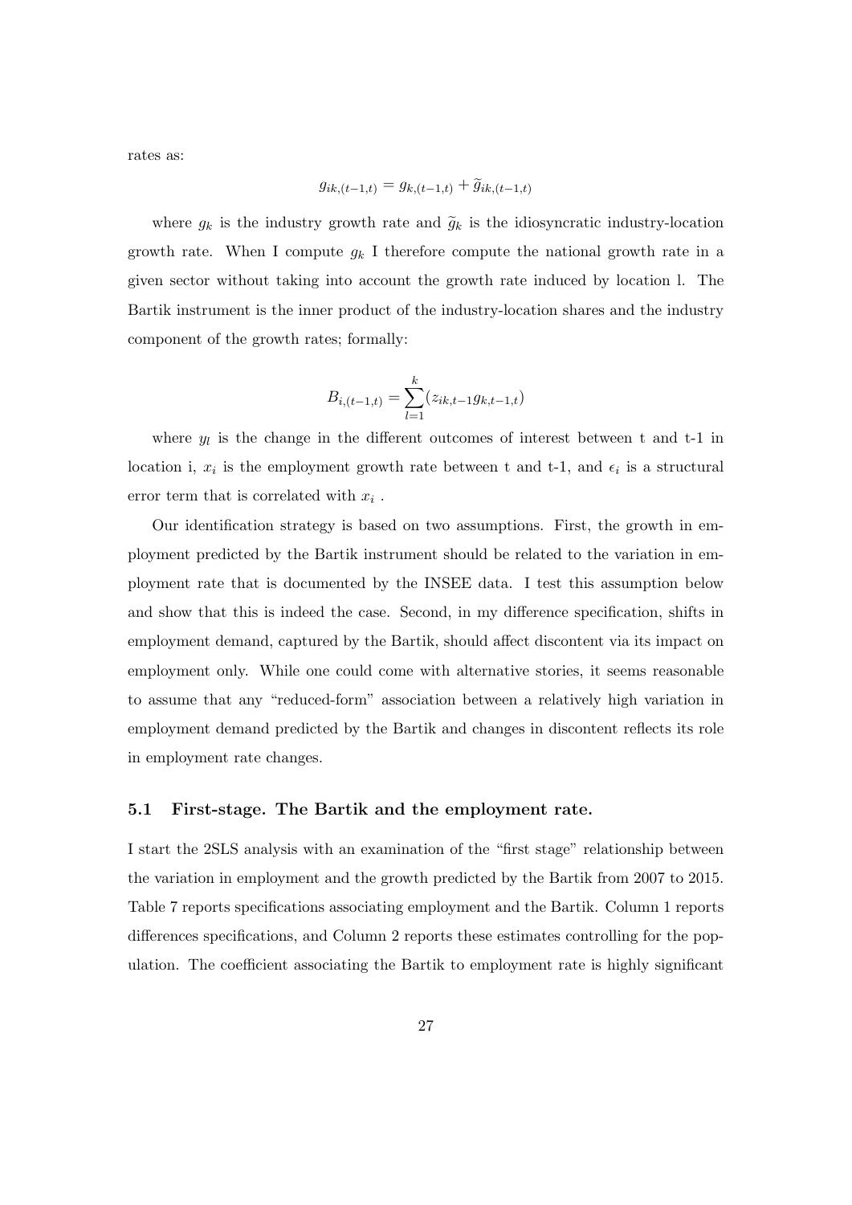rates as:

$$g_{ik,(t-1,t)} = g_{k,(t-1,t)} + \widetilde{g}_{ik,(t-1,t)}$$

where $g_k$ is the industry growth rate and $\widetilde{g}_k$ is the idiosyncratic industry-location growth rate. When I compute $g_k$ I therefore compute the national growth rate in a given sector without taking into account the growth rate induced by location l. The Bartik instrument is the inner product of the industry-location shares and the industry component of the growth rates; formally:

$$B_{i,(t-1,t)} = \sum_{l=1}^{k} (z_{ik,t-1} g_{k,t-1,t})$$

where $y_l$ is the change in the different outcomes of interest between t and t-1 in location i, $x_i$ is the employment growth rate between t and t-1, and $\epsilon_i$ is a structural error term that is correlated with $x_i$ .

Our identification strategy is based on two assumptions. First, the growth in employment predicted by the Bartik instrument should be related to the variation in employment rate that is documented by the INSEE data. I test this assumption below and show that this is indeed the case. Second, in my difference specification, shifts in employment demand, captured by the Bartik, should affect discontent via its impact on employment only. While one could come with alternative stories, it seems reasonable to assume that any "reduced-form" association between a relatively high variation in employment demand predicted by the Bartik and changes in discontent reflects its role in employment rate changes.

### 5.1 First-stage. The Bartik and the employment rate.

I start the 2SLS analysis with an examination of the "first stage" relationship between the variation in employment and the growth predicted by the Bartik from 2007 to 2015. Table 7 reports specifications associating employment and the Bartik. Column 1 reports differences specifications, and Column 2 reports these estimates controlling for the population. The coefficient associating the Bartik to employment rate is highly significant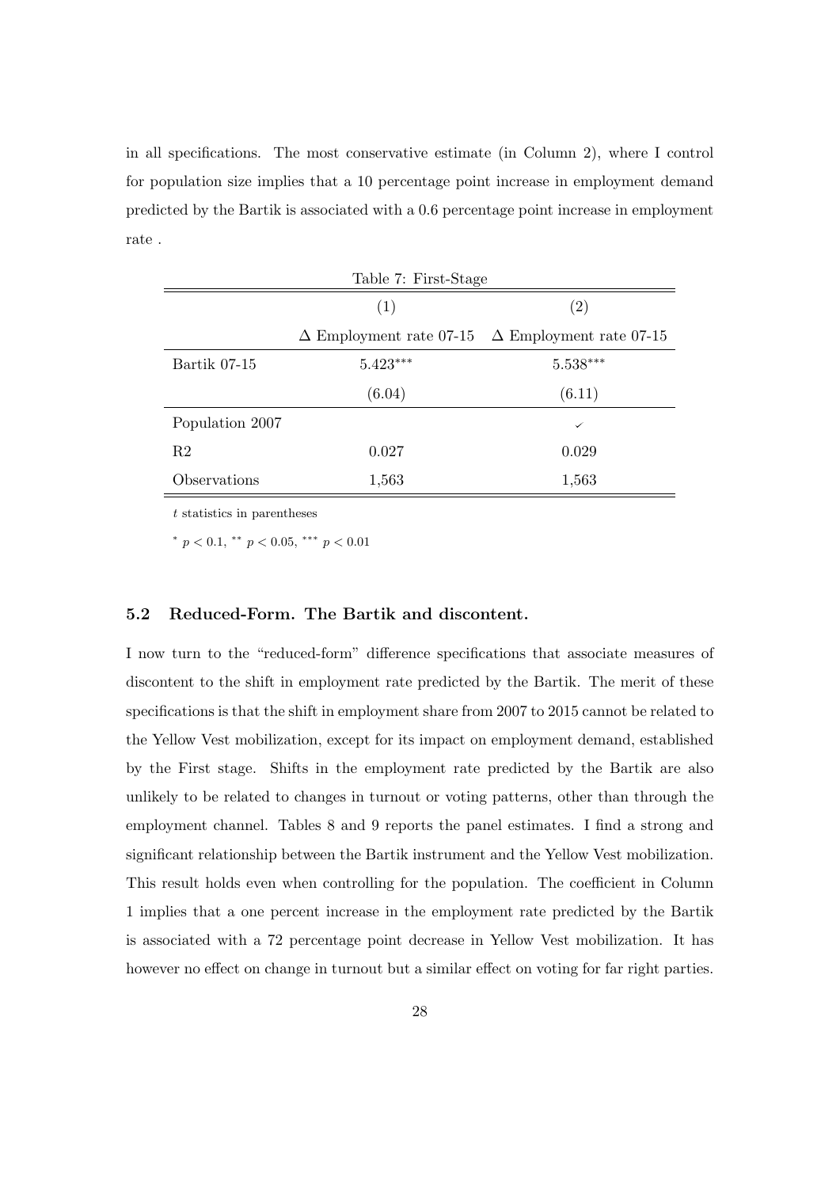in all specifications. The most conservative estimate (in Column 2), where I control for population size implies that a 10 percentage point increase in employment demand predicted by the Bartik is associated with a 0.6 percentage point increase in employment rate .

Table 7: First-Stage

| | (1) | (2) |
|---|---|---|
| | $\Delta$ Employment rate 07-15 | $\Delta$ Employment rate 07-15 |
| Bartik 07-15 | 5.423*** | 5.538*** |
| | (6.04) | (6.11) |
| Population 2007 | | ✓ |
| R2 | 0.027 | 0.029 |
| Observations | 1,563 | 1,563 |

$t$ statistics in parentheses

* $p < 0.1$, ** $p < 0.05$, *** $p < 0.01$

### 5.2 Reduced-Form. The Bartik and discontent.

I now turn to the "reduced-form" difference specifications that associate measures of discontent to the shift in employment rate predicted by the Bartik. The merit of these specifications is that the shift in employment share from 2007 to 2015 cannot be related to the Yellow Vest mobilization, except for its impact on employment demand, established by the First stage. Shifts in the employment rate predicted by the Bartik are also unlikely to be related to changes in turnout or voting patterns, other than through the employment channel. Tables 8 and 9 reports the panel estimates. I find a strong and significant relationship between the Bartik instrument and the Yellow Vest mobilization. This result holds even when controlling for the population. The coefficient in Column 1 implies that a one percent increase in the employment rate predicted by the Bartik is associated with a 72 percentage point decrease in Yellow Vest mobilization. It has however no effect on change in turnout but a similar effect on voting for far right parties.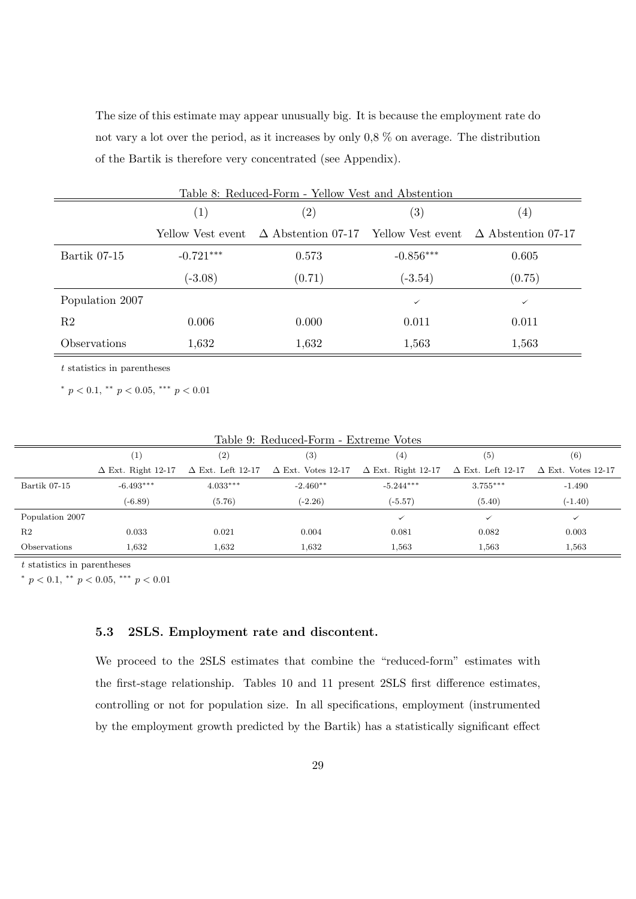The size of this estimate may appear unusually big. It is because the employment rate do not vary a lot over the period, as it increases by only 0,8 % on average. The distribution of the Bartik is therefore very concentrated (see Appendix).

Table 8: Reduced-Form - Yellow Vest and Abstention

| | (1) | (2) | (3) | (4) |
|---|---|---|---|---|
| | Yellow Vest event | $\Delta$ Abstention 07-17 | Yellow Vest event | $\Delta$ Abstention 07-17 |
| Bartik 07-15 | -0.721*** | 0.573 | -0.856*** | 0.605 |
| | (-3.08) | (0.71) | (-3.54) | (0.75) |
| Population 2007 | | | ✓ | ✓ |
| R2 | 0.006 | 0.000 | 0.011 | 0.011 |
| Observations | 1,632 | 1,632 | 1,563 | 1,563 |

$t$ statistics in parentheses

$^{*}$ $p < 0.1$, $^{**}$ $p < 0.05$, $^{***}$ $p < 0.01$

Table 9: Reduced-Form - Extreme Votes

| | (1) | (2) | (3) | (4) | (5) | (6) |
|---|---|---|---|---|---|---|
| | $\Delta$ Ext. Right 12-17 | $\Delta$ Ext. Left 12-17 | $\Delta$ Ext. Votes 12-17 | $\Delta$ Ext. Right 12-17 | $\Delta$ Ext. Left 12-17 | $\Delta$ Ext. Votes 12-17 |
| Bartik 07-15 | -6.493*** | 4.033*** | -2.460** | -5.244*** | 3.755*** | -1.490 |
| | (-6.89) | (5.76) | (-2.26) | (-5.57) | (5.40) | (-1.40) |
| Population 2007 | | | | ✓ | ✓ | ✓ |
| R2 | 0.033 | 0.021 | 0.004 | 0.081 | 0.082 | 0.003 |
| Observations | 1,632 | 1,632 | 1,632 | 1,563 | 1,563 | 1,563 |

$t$ statistics in parentheses

$^{*}$ $p < 0.1$, $^{**}$ $p < 0.05$, $^{***}$ $p < 0.01$

### 5.3 2SLS. Employment rate and discontent.

We proceed to the 2SLS estimates that combine the "reduced-form" estimates with the first-stage relationship. Tables 10 and 11 present 2SLS first difference estimates, controlling or not for population size. In all specifications, employment (instrumented by the employment growth predicted by the Bartik) has a statistically significant effect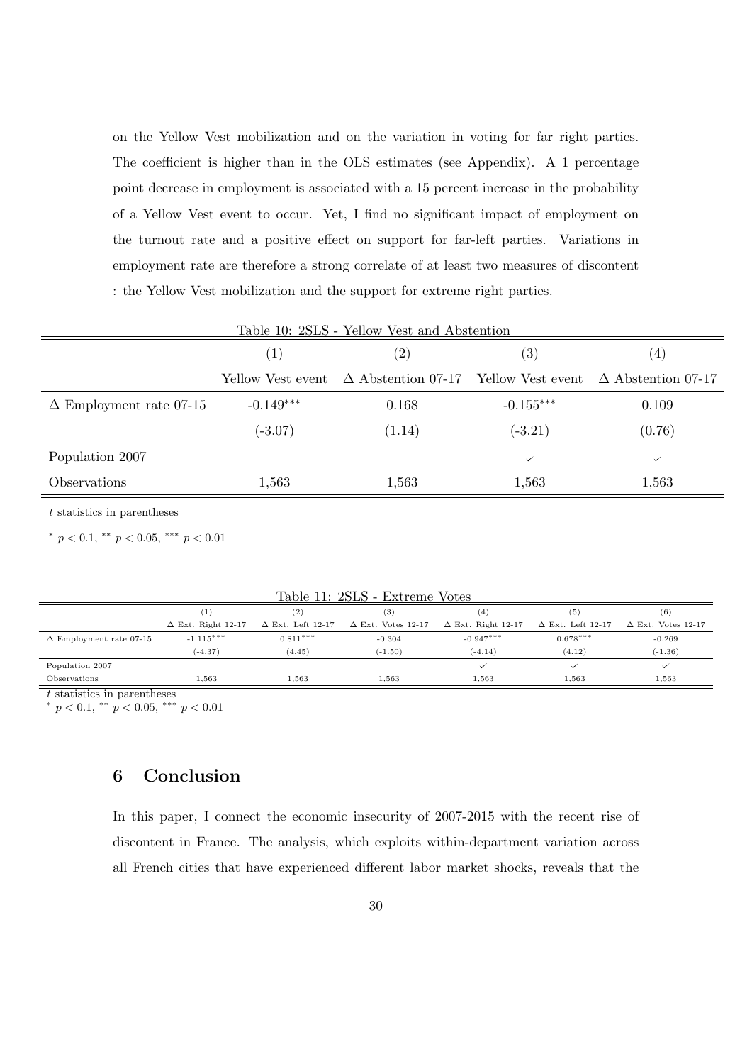on the Yellow Vest mobilization and on the variation in voting for far right parties. The coefficient is higher than in the OLS estimates (see Appendix). A 1 percentage point decrease in employment is associated with a 15 percent increase in the probability of a Yellow Vest event to occur. Yet, I find no significant impact of employment on the turnout rate and a positive effect on support for far-left parties. Variations in employment rate are therefore a strong correlate of at least two measures of discontent : the Yellow Vest mobilization and the support for extreme right parties.

Table 10: 2SLS - Yellow Vest and Abstention

| | (1) | (2) | (3) | (4) |
|---|---|---|---|---|
| | Yellow Vest event | $\Delta$ Abstention 07-17 | Yellow Vest event | $\Delta$ Abstention 07-17 |
| $\Delta$ Employment rate 07-15 | -0.149*** | 0.168 | -0.155*** | 0.109 |
| | (-3.07) | (1.14) | (-3.21) | (0.76) |
| Population 2007 | | | ✓ | ✓ |
| Observations | 1,563 | 1,563 | 1,563 | 1,563 |

$t$ statistics in parentheses

$^{*}$ $p < 0.1$, $^{**}$ $p < 0.05$, $^{***}$ $p < 0.01$

Table 11: 2SLS - Extreme Votes

| | (1) | (2) | (3) | (4) | (5) | (6) |
|---|---|---|---|---|---|---|
| | $\Delta$ Ext. Right 12-17 | $\Delta$ Ext. Left 12-17 | $\Delta$ Ext. Votes 12-17 | $\Delta$ Ext. Right 12-17 | $\Delta$ Ext. Left 12-17 | $\Delta$ Ext. Votes 12-17 |
| $\Delta$ Employment rate 07-15 | -1.115*** | 0.811*** | -0.304 | -0.947*** | 0.678*** | -0.269 |
| | (-4.37) | (4.45) | (-1.50) | (-4.14) | (4.12) | (-1.36) |
| Population 2007 | | | | ✓ | ✓ | ✓ |
| Observations | 1,563 | 1,563 | 1,563 | 1,563 | 1,563 | 1,563 |

$t$ statistics in parentheses

$^{*}$ $p < 0.1$, $^{**}$ $p < 0.05$, $^{***}$ $p < 0.01$

## 6 Conclusion

In this paper, I connect the economic insecurity of 2007-2015 with the recent rise of discontent in France. The analysis, which exploits within-department variation across all French cities that have experienced different labor market shocks, reveals that the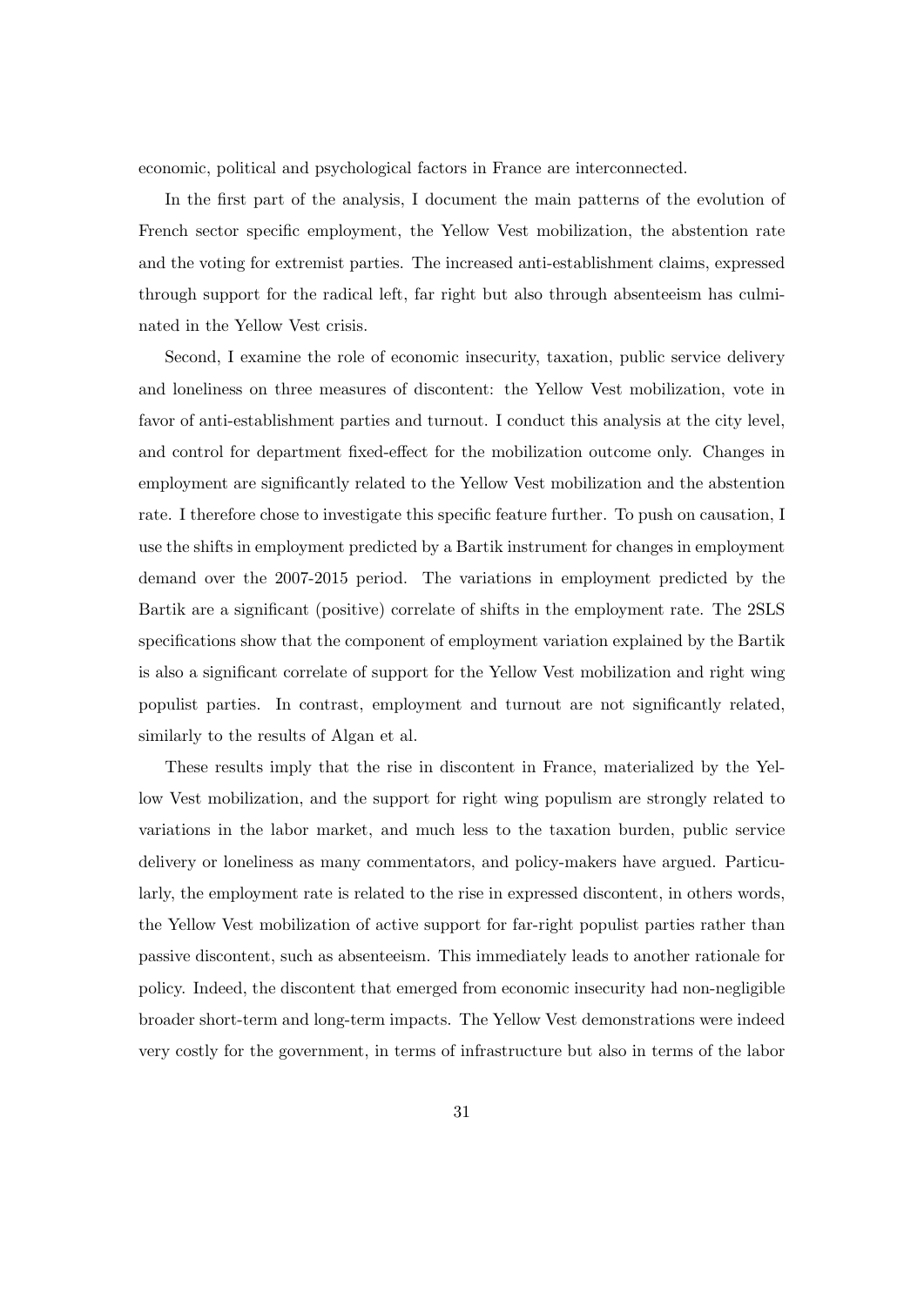economic, political and psychological factors in France are interconnected.

In the first part of the analysis, I document the main patterns of the evolution of French sector specific employment, the Yellow Vest mobilization, the abstention rate and the voting for extremist parties. The increased anti-establishment claims, expressed through support for the radical left, far right but also through absenteeism has culminated in the Yellow Vest crisis.

Second, I examine the role of economic insecurity, taxation, public service delivery and loneliness on three measures of discontent: the Yellow Vest mobilization, vote in favor of anti-establishment parties and turnout. I conduct this analysis at the city level, and control for department fixed-effect for the mobilization outcome only. Changes in employment are significantly related to the Yellow Vest mobilization and the abstention rate. I therefore chose to investigate this specific feature further. To push on causation, I use the shifts in employment predicted by a Bartik instrument for changes in employment demand over the 2007-2015 period. The variations in employment predicted by the Bartik are a significant (positive) correlate of shifts in the employment rate. The 2SLS specifications show that the component of employment variation explained by the Bartik is also a significant correlate of support for the Yellow Vest mobilization and right wing populist parties. In contrast, employment and turnout are not significantly related, similarly to the results of Algan et al.

These results imply that the rise in discontent in France, materialized by the Yellow Vest mobilization, and the support for right wing populism are strongly related to variations in the labor market, and much less to the taxation burden, public service delivery or loneliness as many commentators, and policy-makers have argued. Particularly, the employment rate is related to the rise in expressed discontent, in others words, the Yellow Vest mobilization of active support for far-right populist parties rather than passive discontent, such as absenteeism. This immediately leads to another rationale for policy. Indeed, the discontent that emerged from economic insecurity had non-negligible broader short-term and long-term impacts. The Yellow Vest demonstrations were indeed very costly for the government, in terms of infrastructure but also in terms of the labor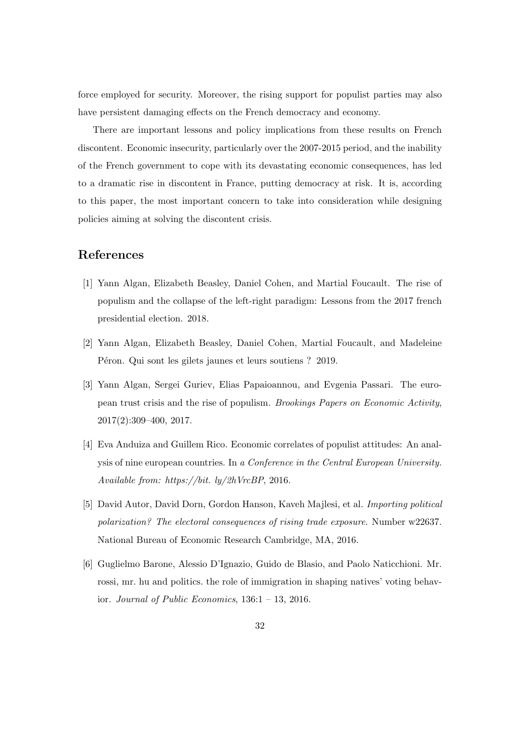force employed for security. Moreover, the rising support for populist parties may also have persistent damaging effects on the French democracy and economy.

There are important lessons and policy implications from these results on French discontent. Economic insecurity, particularly over the 2007-2015 period, and the inability of the French government to cope with its devastating economic consequences, has led to a dramatic rise in discontent in France, putting democracy at risk. It is, according to this paper, the most important concern to take into consideration while designing policies aiming at solving the discontent crisis.

## References

[1] Yann Algan, Elizabeth Beasley, Daniel Cohen, and Martial Foucault. The rise of populism and the collapse of the left-right paradigm: Lessons from the 2017 french presidential election. 2018.

[2] Yann Algan, Elizabeth Beasley, Daniel Cohen, Martial Foucault, and Madeleine Péron. Qui sont les gilets jaunes et leurs soutiens ? 2019.

[3] Yann Algan, Sergei Guriev, Elias Papaioannou, and Evgenia Passari. The european trust crisis and the rise of populism. *Brookings Papers on Economic Activity*, 2017(2):309–400, 2017.

[4] Eva Anduiza and Guillem Rico. Economic correlates of populist attitudes: An analysis of nine european countries. In *a Conference in the Central European University. Available from: https://bit. ly/2hVrcBP*, 2016.

[5] David Autor, David Dorn, Gordon Hanson, Kaveh Majlesi, et al. *Importing political polarization? The electoral consequences of rising trade exposure*. Number w22637. National Bureau of Economic Research Cambridge, MA, 2016.

[6] Guglielmo Barone, Alessio D'Ignazio, Guido de Blasio, and Paolo Naticchioni. Mr. rossi, mr. hu and politics. the role of immigration in shaping natives' voting behavior. *Journal of Public Economics*, 136:1 – 13, 2016.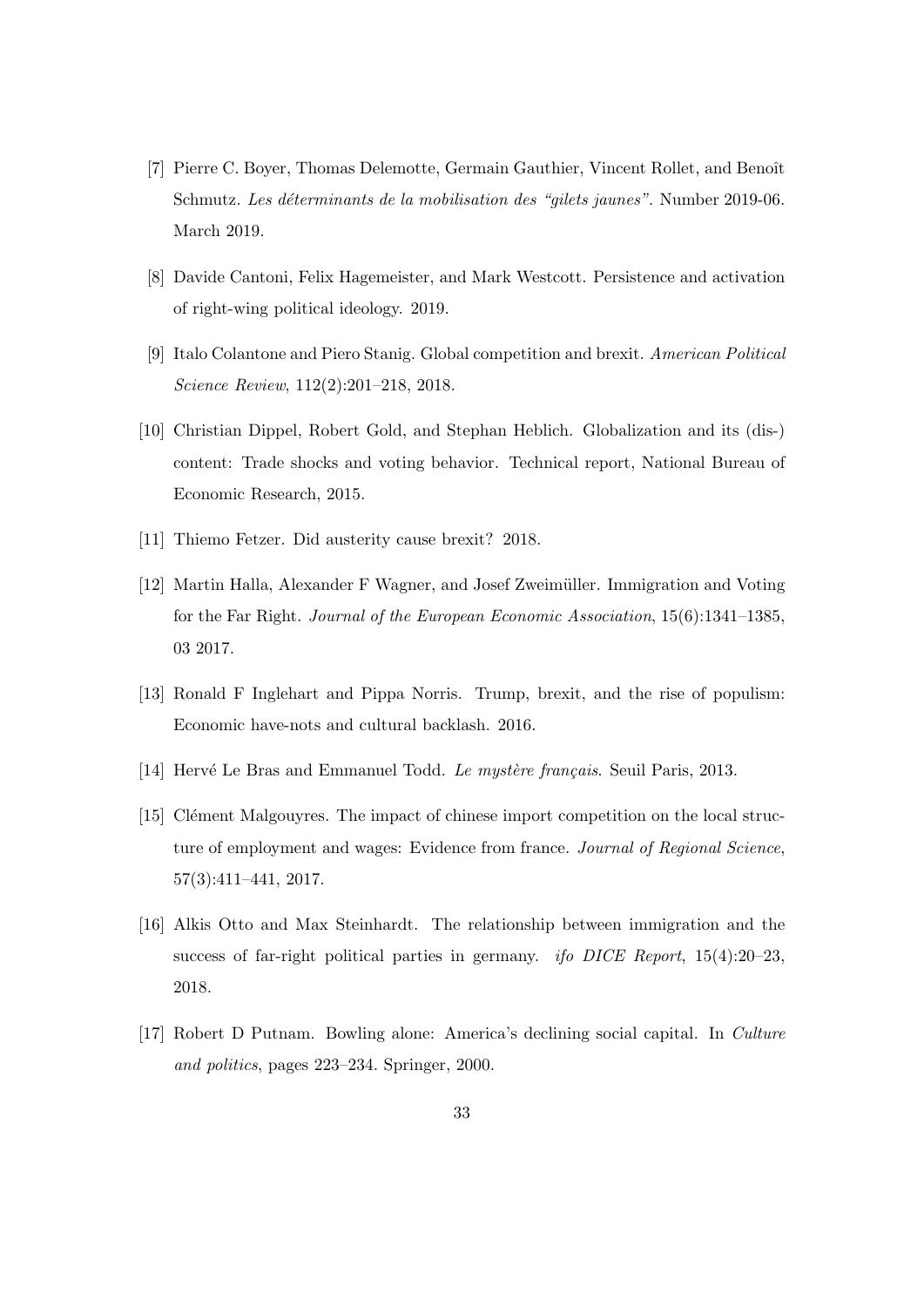[7] Pierre C. Boyer, Thomas Delemotte, Germain Gauthier, Vincent Rollet, and Benoît Schmutz. *Les déterminants de la mobilisation des "gilets jaunes"*. Number 2019-06. March 2019.

[8] Davide Cantoni, Felix Hagemeister, and Mark Westcott. Persistence and activation of right-wing political ideology. 2019.

[9] Italo Colantone and Piero Stanig. Global competition and brexit. *American Political Science Review*, 112(2):201–218, 2018.

[10] Christian Dippel, Robert Gold, and Stephan Heblich. Globalization and its (dis-) content: Trade shocks and voting behavior. Technical report, National Bureau of Economic Research, 2015.

[11] Thiemo Fetzer. Did austerity cause brexit? 2018.

[12] Martin Halla, Alexander F Wagner, and Josef Zweimüller. Immigration and Voting for the Far Right. *Journal of the European Economic Association*, 15(6):1341–1385, 03 2017.

[13] Ronald F Inglehart and Pippa Norris. Trump, brexit, and the rise of populism: Economic have-nots and cultural backlash. 2016.

[14] Hervé Le Bras and Emmanuel Todd. *Le mystère français*. Seuil Paris, 2013.

[15] Clément Malgouyres. The impact of chinese import competition on the local structure of employment and wages: Evidence from france. *Journal of Regional Science*, 57(3):411–441, 2017.

[16] Alkis Otto and Max Steinhardt. The relationship between immigration and the success of far-right political parties in germany. *ifo DICE Report*, 15(4):20–23, 2018.

[17] Robert D Putnam. Bowling alone: America's declining social capital. In *Culture and politics*, pages 223–234. Springer, 2000.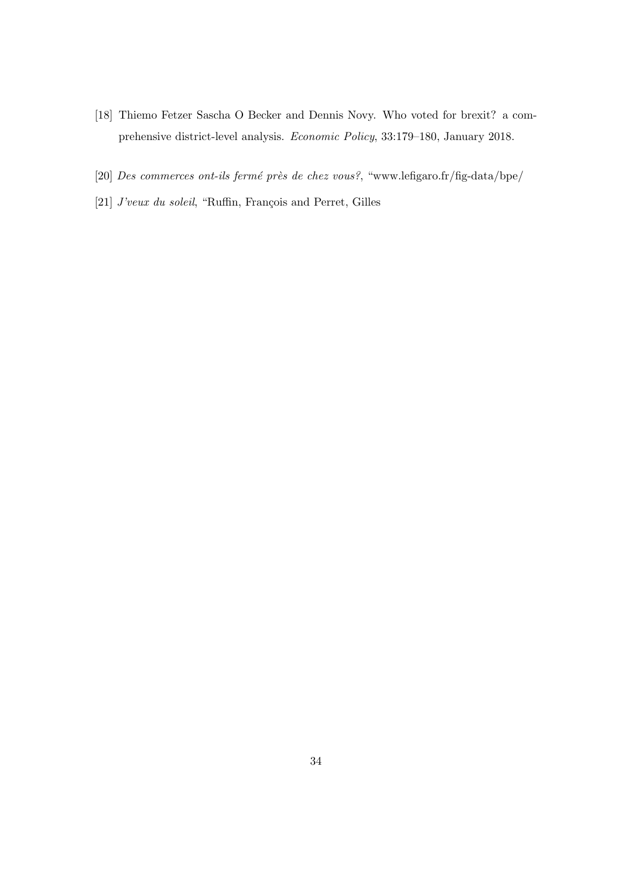[18] Thiemo Fetzer Sascha O Becker and Dennis Novy. Who voted for brexit? a comprehensive district-level analysis. *Economic Policy*, 33:179–180, January 2018.

[20] *Des commerces ont-ils fermé près de chez vous?*, "www.lefigaro.fr/fig-data/bpe/

[21] *J'veux du soleil*, "Ruffin, François and Perret, Gilles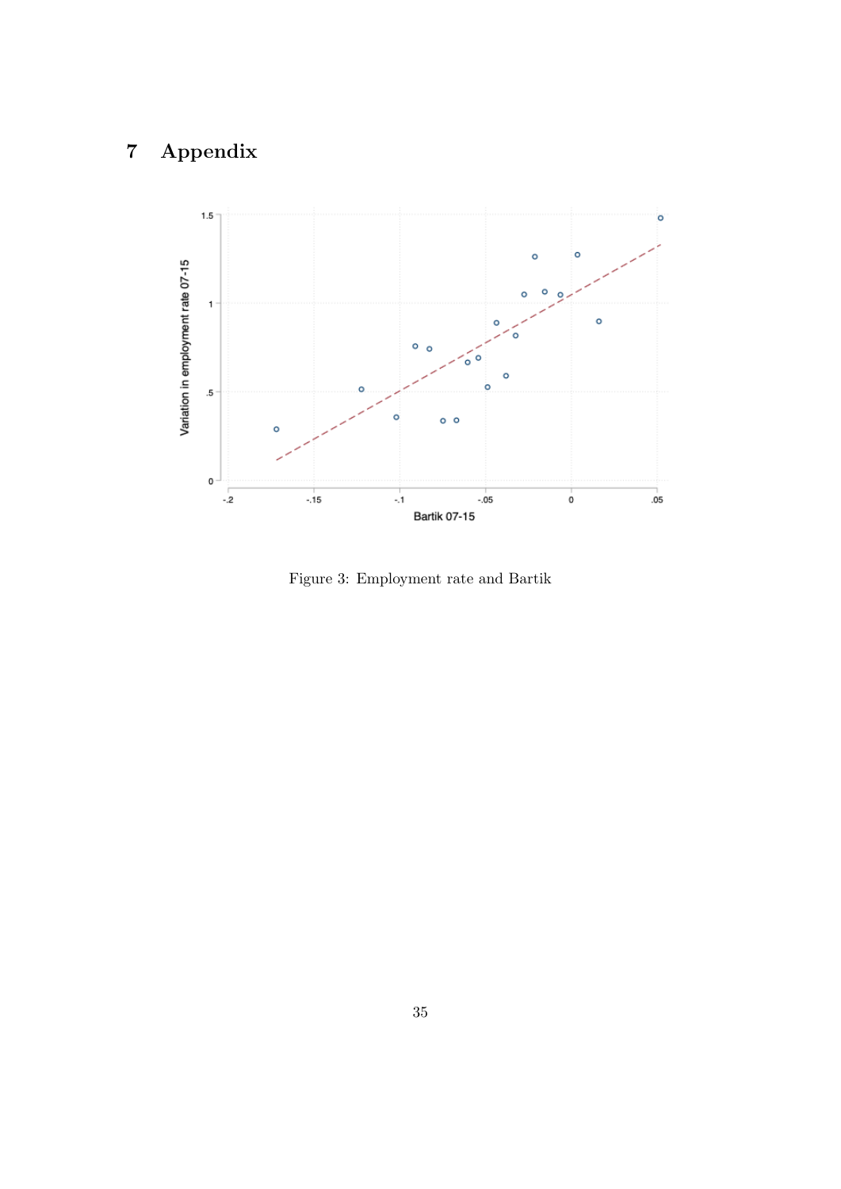# 7 Appendix

Figure 3: Employment rate and Bartik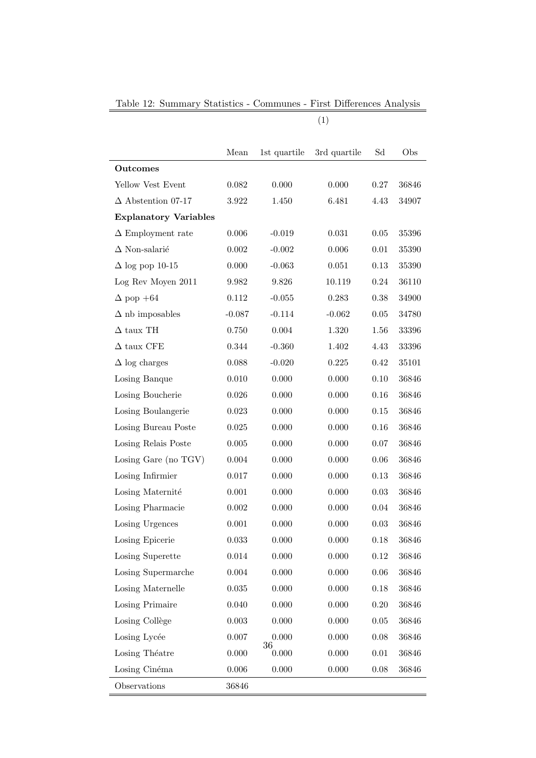Table 12: Summary Statistics - Communes - First Differences Analysis

| | (1) | | | | |
|---|---|---|---|---|---|
| | Mean | 1st quartile | 3rd quartile | Sd | Obs |
| **Outcomes** | | | | | |
| Yellow Vest Event | 0.082 | 0.000 | 0.000 | 0.27 | 36846 |
| $\Delta$ Abstention 07-17 | 3.922 | 1.450 | 6.481 | 4.43 | 34907 |
| **Explanatory Variables** | | | | | |
| $\Delta$ Employment rate | 0.006 | -0.019 | 0.031 | 0.05 | 35396 |
| $\Delta$ Non-salarié | 0.002 | -0.002 | 0.006 | 0.01 | 35390 |
| $\Delta$ log pop 10-15 | 0.000 | -0.063 | 0.051 | 0.13 | 35390 |
| Log Rev Moyen 2011 | 9.982 | 9.826 | 10.119 | 0.24 | 36110 |
| $\Delta$ pop +64 | 0.112 | -0.055 | 0.283 | 0.38 | 34900 |
| $\Delta$ nb imposables | -0.087 | -0.114 | -0.062 | 0.05 | 34780 |
| $\Delta$ taux TH | 0.750 | 0.004 | 1.320 | 1.56 | 33396 |
| $\Delta$ taux CFE | 0.344 | -0.360 | 1.402 | 4.43 | 33396 |
| $\Delta$ log charges | 0.088 | -0.020 | 0.225 | 0.42 | 35101 |
| Losing Banque | 0.010 | 0.000 | 0.000 | 0.10 | 36846 |
| Losing Boucherie | 0.026 | 0.000 | 0.000 | 0.16 | 36846 |
| Losing Boulangerie | 0.023 | 0.000 | 0.000 | 0.15 | 36846 |
| Losing Bureau Poste | 0.025 | 0.000 | 0.000 | 0.16 | 36846 |
| Losing Relais Poste | 0.005 | 0.000 | 0.000 | 0.07 | 36846 |
| Losing Gare (no TGV) | 0.004 | 0.000 | 0.000 | 0.06 | 36846 |
| Losing Infirmier | 0.017 | 0.000 | 0.000 | 0.13 | 36846 |
| Losing Maternité | 0.001 | 0.000 | 0.000 | 0.03 | 36846 |
| Losing Pharmacie | 0.002 | 0.000 | 0.000 | 0.04 | 36846 |
| Losing Urgences | 0.001 | 0.000 | 0.000 | 0.03 | 36846 |
| Losing Epicerie | 0.033 | 0.000 | 0.000 | 0.18 | 36846 |
| Losing Superette | 0.014 | 0.000 | 0.000 | 0.12 | 36846 |
| Losing Supermarche | 0.004 | 0.000 | 0.000 | 0.06 | 36846 |
| Losing Maternelle | 0.035 | 0.000 | 0.000 | 0.18 | 36846 |
| Losing Primaire | 0.040 | 0.000 | 0.000 | 0.20 | 36846 |
| Losing Collège | 0.003 | 0.000 | 0.000 | 0.05 | 36846 |
| Losing Lycée | 0.007 | 0.000 | 0.000 | 0.08 | 36846 |
| Losing Théatre | 0.000 | 0.000 | 0.000 | 0.01 | 36846 |
| Losing Cinéma | 0.006 | 0.000 | 0.000 | 0.08 | 36846 |
| Observations | 36846 | | | | |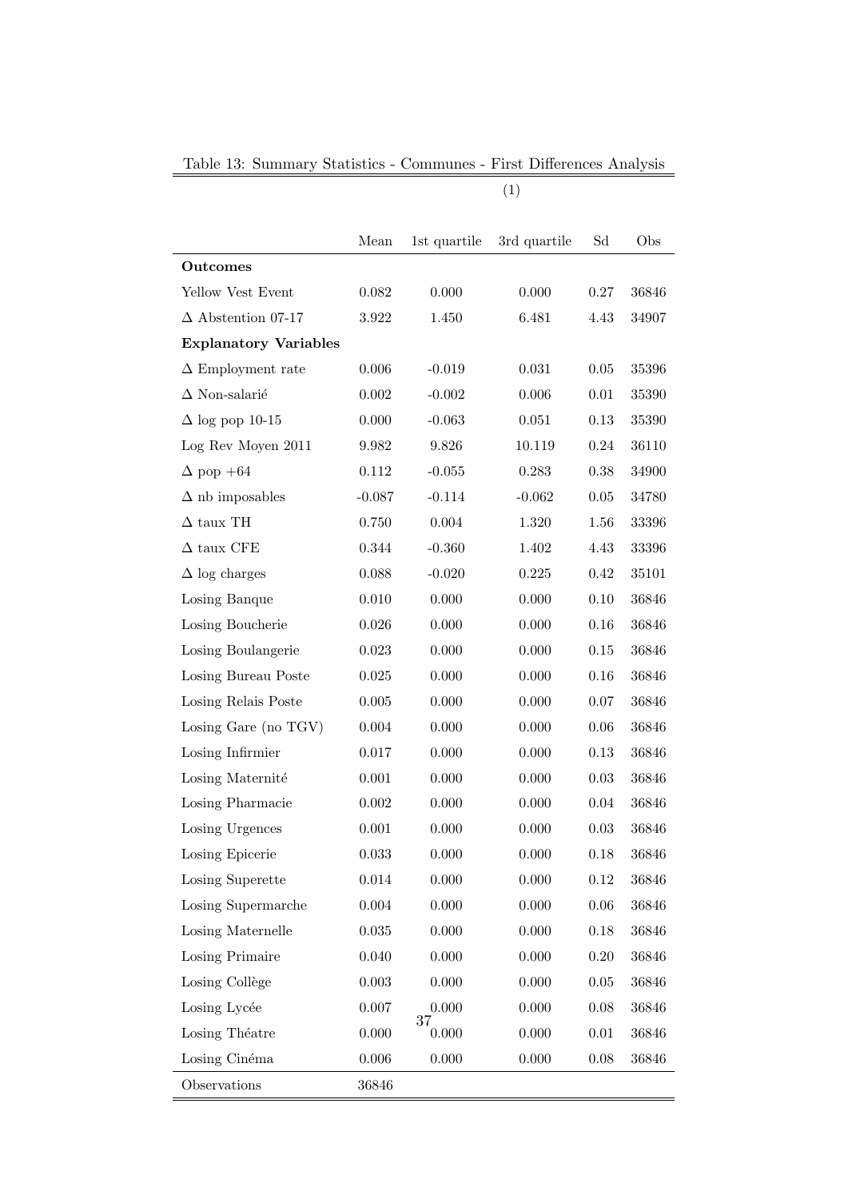Table 13: Summary Statistics - Communes - First Differences Analysis

| | (1) | | | | |
|---|---|---|---|---|---|
| | Mean | 1st quartile | 3rd quartile | Sd | Obs |
| **Outcomes** | | | | | |
| Yellow Vest Event | 0.082 | 0.000 | 0.000 | 0.27 | 36846 |
| $\Delta$ Abstention 07-17 | 3.922 | 1.450 | 6.481 | 4.43 | 34907 |
| **Explanatory Variables** | | | | | |
| $\Delta$ Employment rate | 0.006 | -0.019 | 0.031 | 0.05 | 35396 |
| $\Delta$ Non-salarié | 0.002 | -0.002 | 0.006 | 0.01 | 35390 |
| $\Delta$ log pop 10-15 | 0.000 | -0.063 | 0.051 | 0.13 | 35390 |
| Log Rev Moyen 2011 | 9.982 | 9.826 | 10.119 | 0.24 | 36110 |
| $\Delta$ pop +64 | 0.112 | -0.055 | 0.283 | 0.38 | 34900 |
| $\Delta$ nb imposables | -0.087 | -0.114 | -0.062 | 0.05 | 34780 |
| $\Delta$ taux TH | 0.750 | 0.004 | 1.320 | 1.56 | 33396 |
| $\Delta$ taux CFE | 0.344 | -0.360 | 1.402 | 4.43 | 33396 |
| $\Delta$ log charges | 0.088 | -0.020 | 0.225 | 0.42 | 35101 |
| Losing Banque | 0.010 | 0.000 | 0.000 | 0.10 | 36846 |
| Losing Boucherie | 0.026 | 0.000 | 0.000 | 0.16 | 36846 |
| Losing Boulangerie | 0.023 | 0.000 | 0.000 | 0.15 | 36846 |
| Losing Bureau Poste | 0.025 | 0.000 | 0.000 | 0.16 | 36846 |
| Losing Relais Poste | 0.005 | 0.000 | 0.000 | 0.07 | 36846 |
| Losing Gare (no TGV) | 0.004 | 0.000 | 0.000 | 0.06 | 36846 |
| Losing Infirmier | 0.017 | 0.000 | 0.000 | 0.13 | 36846 |
| Losing Maternité | 0.001 | 0.000 | 0.000 | 0.03 | 36846 |
| Losing Pharmacie | 0.002 | 0.000 | 0.000 | 0.04 | 36846 |
| Losing Urgences | 0.001 | 0.000 | 0.000 | 0.03 | 36846 |
| Losing Epicerie | 0.033 | 0.000 | 0.000 | 0.18 | 36846 |
| Losing Superette | 0.014 | 0.000 | 0.000 | 0.12 | 36846 |
| Losing Supermarche | 0.004 | 0.000 | 0.000 | 0.06 | 36846 |
| Losing Maternelle | 0.035 | 0.000 | 0.000 | 0.18 | 36846 |
| Losing Primaire | 0.040 | 0.000 | 0.000 | 0.20 | 36846 |
| Losing Collège | 0.003 | 0.000 | 0.000 | 0.05 | 36846 |
| Losing Lycée | 0.007 | 0.000 | 0.000 | 0.08 | 36846 |
| Losing Théatre | 0.000 | 0.000 | 0.000 | 0.01 | 36846 |
| Losing Cinéma | 0.006 | 0.000 | 0.000 | 0.08 | 36846 |
| Observations | 36846 | | | | |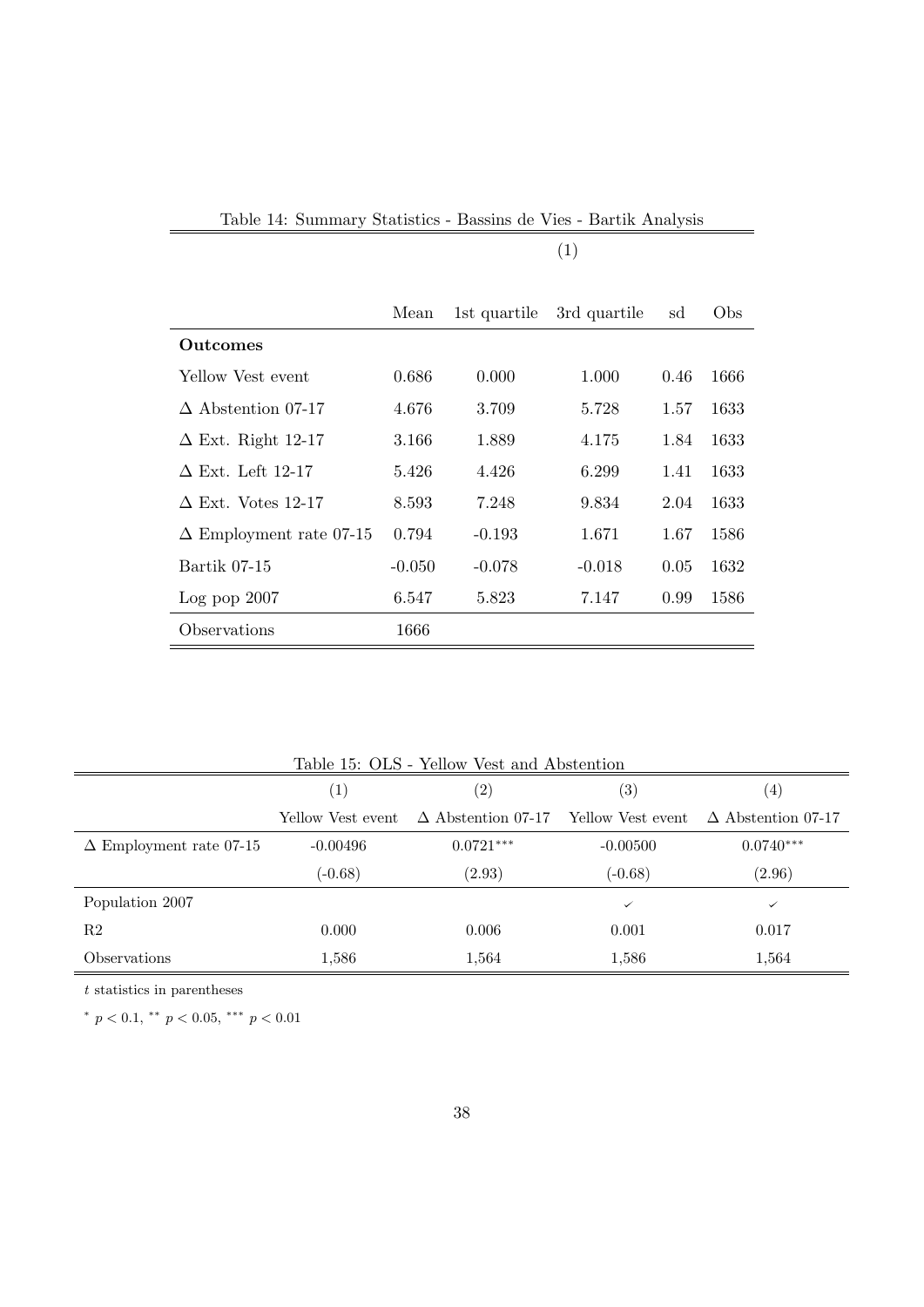Table 14: Summary Statistics - Bassins de Vies - Bartik Analysis

| | (1) | | | | |
|---|---|---|---|---|---|
| | Mean | 1st quartile | 3rd quartile | sd | Obs |
| **Outcomes** | | | | | |
| Yellow Vest event | 0.686 | 0.000 | 1.000 | 0.46 | 1666 |
| $\Delta$ Abstention 07-17 | 4.676 | 3.709 | 5.728 | 1.57 | 1633 |
| $\Delta$ Ext. Right 12-17 | 3.166 | 1.889 | 4.175 | 1.84 | 1633 |
| $\Delta$ Ext. Left 12-17 | 5.426 | 4.426 | 6.299 | 1.41 | 1633 |
| $\Delta$ Ext. Votes 12-17 | 8.593 | 7.248 | 9.834 | 2.04 | 1633 |
| $\Delta$ Employment rate 07-15 | 0.794 | -0.193 | 1.671 | 1.67 | 1586 |
| Bartik 07-15 | -0.050 | -0.078 | -0.018 | 0.05 | 1632 |
| Log pop 2007 | 6.547 | 5.823 | 7.147 | 0.99 | 1586 |
| Observations | 1666 | | | | |

Table 15: OLS - Yellow Vest and Abstention

| | (1) | (2) | (3) | (4) |
|---|---|---|---|---|
| | Yellow Vest event | $\Delta$ Abstention 07-17 | Yellow Vest event | $\Delta$ Abstention 07-17 |
| $\Delta$ Employment rate 07-15 | -0.00496 | 0.0721*** | -0.00500 | 0.0740*** |
| | (-0.68) | (2.93) | (-0.68) | (2.96) |
| Population 2007 | | | ✓ | ✓ |
| R2 | 0.000 | 0.006 | 0.001 | 0.017 |
| Observations | 1,586 | 1,564 | 1,586 | 1,564 |

$t$ statistics in parentheses

* $p < 0.1$, ** $p < 0.05$, *** $p < 0.01$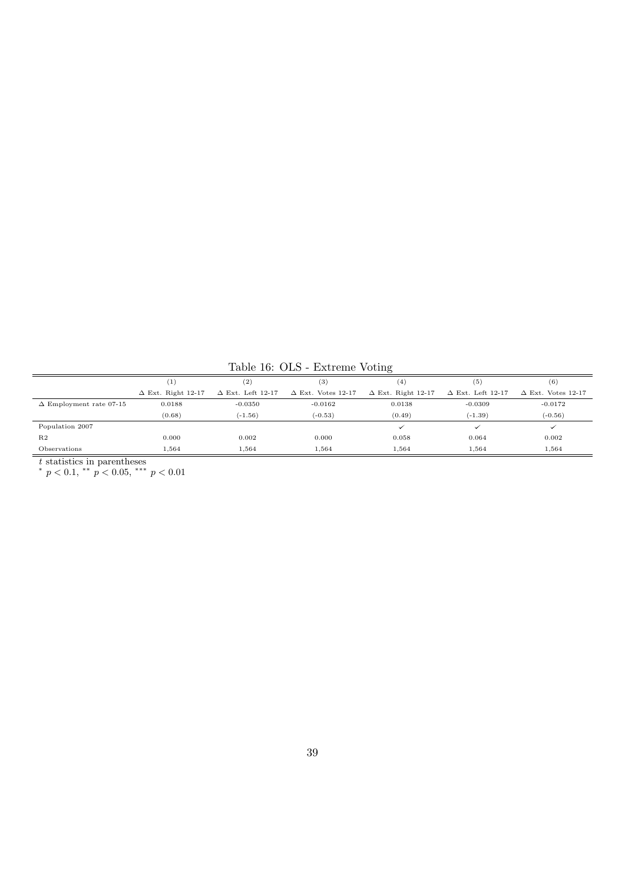Table 16: OLS - Extreme Voting

| | (1) | (2) | (3) | (4) | (5) | (6) |
|---|---|---|---|---|---|---|
| | Δ Ext. Right 12-17 | Δ Ext. Left 12-17 | Δ Ext. Votes 12-17 | Δ Ext. Right 12-17 | Δ Ext. Left 12-17 | Δ Ext. Votes 12-17 |
| Δ Employment rate 07-15 | 0.0188 | -0.0350 | -0.0162 | 0.0138 | -0.0309 | -0.0172 |
| | (0.68) | (-1.56) | (-0.53) | (0.49) | (-1.39) | (-0.56) |
| Population 2007 | | | | ✓ | ✓ | ✓ |
| R2 | 0.000 | 0.002 | 0.000 | 0.058 | 0.064 | 0.002 |
| Observations | 1,564 | 1,564 | 1,564 | 1,564 | 1,564 | 1,564 |

$t$ statistics in parentheses
$^{*}$ $p < 0.1$, $^{**}$ $p < 0.05$, $^{***}$ $p < 0.01$